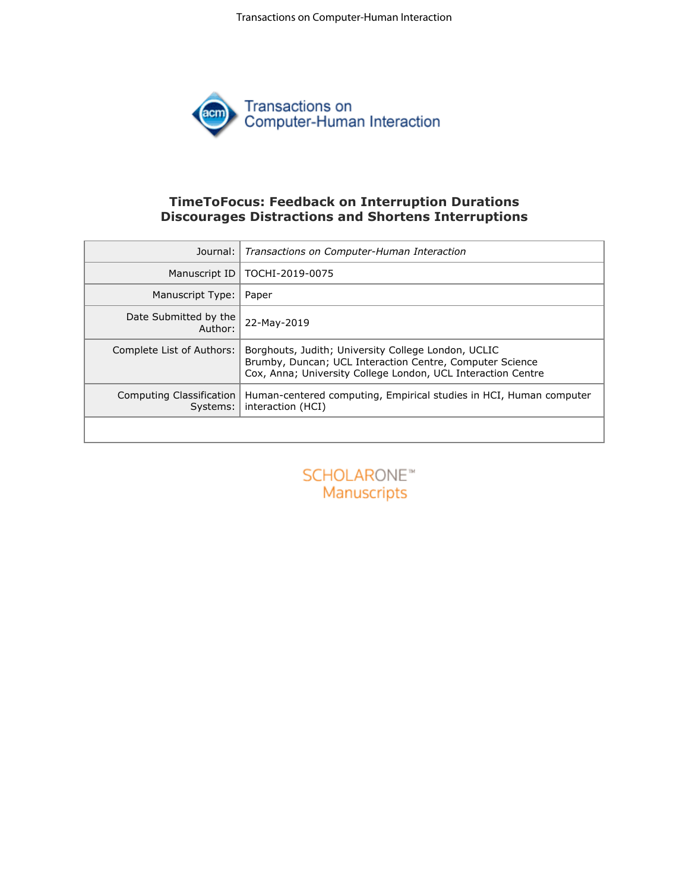# TimeToFocus: Feedback on Interruption Durations Discourages Distractions and Shortens Interruptions

| | |
|---|---|
| Journal: | *Transactions on Computer-Human Interaction* |
| Manuscript ID | TOCHI-2019-0075 |
| Manuscript Type: | Paper |
| Date Submitted by the Author: | 22-May-2019 |
| Complete List of Authors: | Borghouts, Judith; University College London, UCLIC<br>Brumby, Duncan; UCL Interaction Centre, Computer Science<br>Cox, Anna; University College London, UCL Interaction Centre |
| Computing Classification Systems: | Human-centered computing, Empirical studies in HCI, Human computer interaction (HCI) |
| | |

SCHOLARONE™
Manuscripts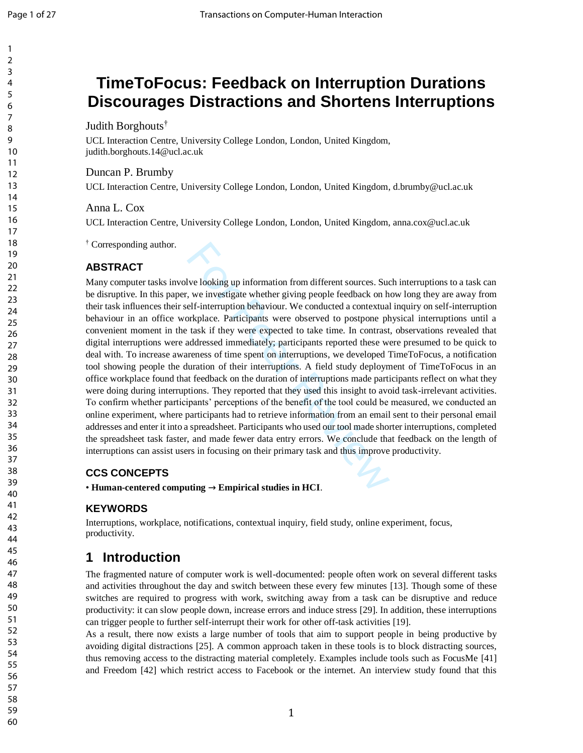# TimeToFocus: Feedback on Interruption Durations Discourages Distractions and Shortens Interruptions

Judith Borghouts[†]

UCL Interaction Centre, University College London, London, United Kingdom, judith.borghouts.14@ucl.ac.uk

Duncan P. Brumby

UCL Interaction Centre, University College London, London, United Kingdom, d.brumby@ucl.ac.uk

Anna L. Cox

UCL Interaction Centre, University College London, London, United Kingdom, anna.cox@ucl.ac.uk

[†] Corresponding author.

## ABSTRACT

Many computer tasks involve looking up information from different sources. Such interruptions to a task can be disruptive. In this paper, we investigate whether giving people feedback on how long they are away from their task influences their self-interruption behaviour. We conducted a contextual inquiry on self-interruption behaviour in an office workplace. Participants were observed to postpone physical interruptions until a convenient moment in the task if they were expected to take time. In contrast, observations revealed that digital interruptions were addressed immediately; participants reported these were presumed to be quick to deal with. To increase awareness of time spent on interruptions, we developed TimeToFocus, a notification tool showing people the duration of their interruptions. A field study deployment of TimeToFocus in an office workplace found that feedback on the duration of interruptions made participants reflect on what they were doing during interruptions. They reported that they used this insight to avoid task-irrelevant activities. To confirm whether participants' perceptions of the benefit of the tool could be measured, we conducted an online experiment, where participants had to retrieve information from an email sent to their personal email addresses and enter it into a spreadsheet. Participants who used our tool made shorter interruptions, completed the spreadsheet task faster, and made fewer data entry errors. We conclude that feedback on the length of interruptions can assist users in focusing on their primary task and thus improve productivity.

## CCS CONCEPTS

• **Human-centered computing → Empirical studies in HCI**.

## KEYWORDS

Interruptions, workplace, notifications, contextual inquiry, field study, online experiment, focus, productivity.

## 1 Introduction

The fragmented nature of computer work is well-documented: people often work on several different tasks and activities throughout the day and switch between these every few minutes [13]. Though some of these switches are required to progress with work, switching away from a task can be disruptive and reduce productivity: it can slow people down, increase errors and induce stress [29]. In addition, these interruptions can trigger people to further self-interrupt their work for other off-task activities [19].

As a result, there now exists a large number of tools that aim to support people in being productive by avoiding digital distractions [25]. A common approach taken in these tools is to block distracting sources, thus removing access to the distracting material completely. Examples include tools such as FocusMe [41] and Freedom [42] which restrict access to Facebook or the internet. An interview study found that this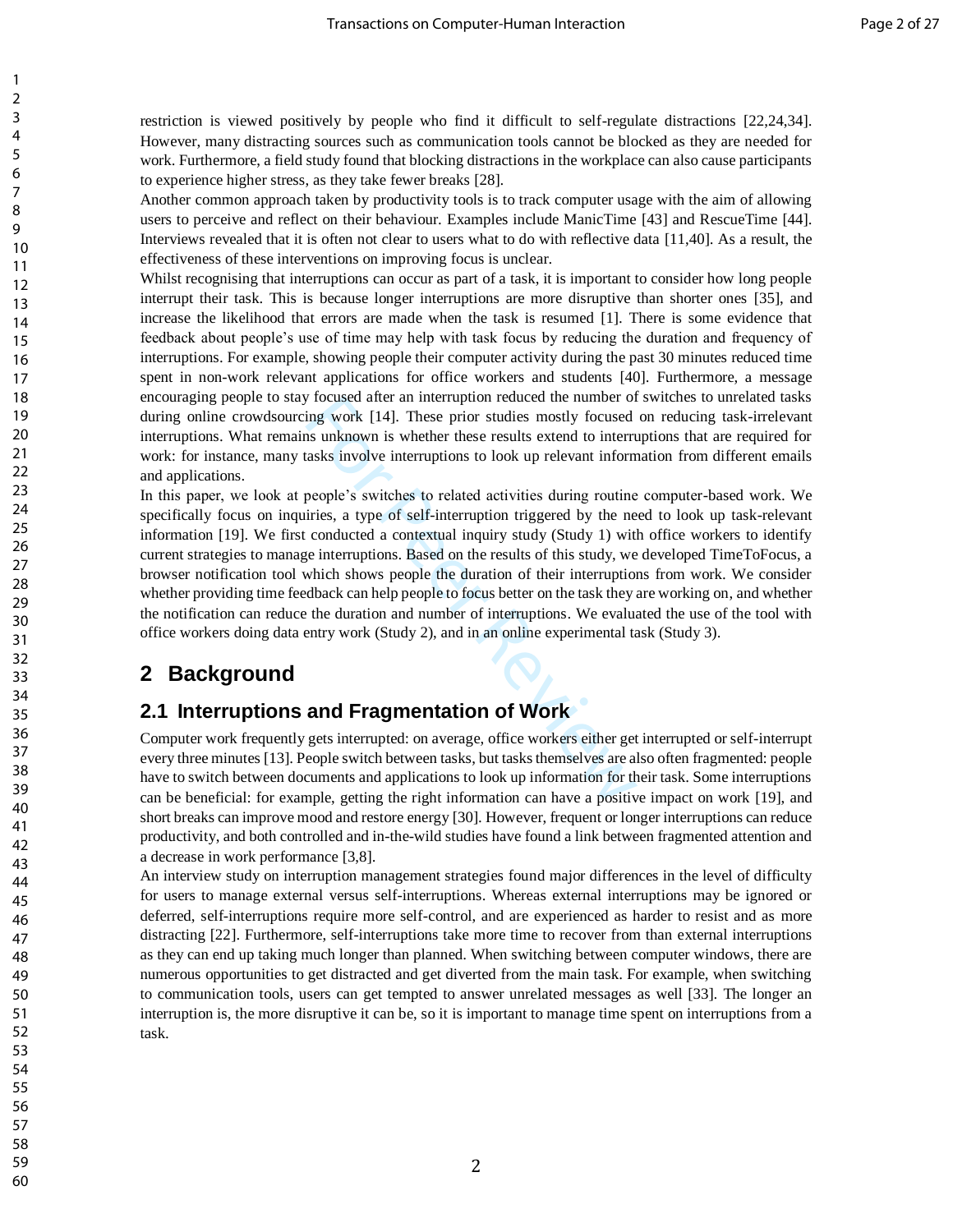restriction is viewed positively by people who find it difficult to self-regulate distractions [22,24,34]. However, many distracting sources such as communication tools cannot be blocked as they are needed for work. Furthermore, a field study found that blocking distractions in the workplace can also cause participants to experience higher stress, as they take fewer breaks [28].

Another common approach taken by productivity tools is to track computer usage with the aim of allowing users to perceive and reflect on their behaviour. Examples include ManicTime [43] and RescueTime [44]. Interviews revealed that it is often not clear to users what to do with reflective data [11,40]. As a result, the effectiveness of these interventions on improving focus is unclear.

Whilst recognising that interruptions can occur as part of a task, it is important to consider how long people interrupt their task. This is because longer interruptions are more disruptive than shorter ones [35], and increase the likelihood that errors are made when the task is resumed [1]. There is some evidence that feedback about people's use of time may help with task focus by reducing the duration and frequency of interruptions. For example, showing people their computer activity during the past 30 minutes reduced time spent in non-work relevant applications for office workers and students [40]. Furthermore, a message encouraging people to stay focused after an interruption reduced the number of switches to unrelated tasks during online crowdsourcing work [14]. These prior studies mostly focused on reducing task-irrelevant interruptions. What remains unknown is whether these results extend to interruptions that are required for work: for instance, many tasks involve interruptions to look up relevant information from different emails and applications.

In this paper, we look at people's switches to related activities during routine computer-based work. We specifically focus on inquiries, a type of self-interruption triggered by the need to look up task-relevant information [19]. We first conducted a contextual inquiry study (Study 1) with office workers to identify current strategies to manage interruptions. Based on the results of this study, we developed TimeToFocus, a browser notification tool which shows people the duration of their interruptions from work. We consider whether providing time feedback can help people to focus better on the task they are working on, and whether the notification can reduce the duration and number of interruptions. We evaluated the use of the tool with office workers doing data entry work (Study 2), and in an online experimental task (Study 3).

# 2 Background

## 2.1 Interruptions and Fragmentation of Work

Computer work frequently gets interrupted: on average, office workers either get interrupted or self-interrupt every three minutes [13]. People switch between tasks, but tasks themselves are also often fragmented: people have to switch between documents and applications to look up information for their task. Some interruptions can be beneficial: for example, getting the right information can have a positive impact on work [19], and short breaks can improve mood and restore energy [30]. However, frequent or longer interruptions can reduce productivity, and both controlled and in-the-wild studies have found a link between fragmented attention and a decrease in work performance [3,8].

An interview study on interruption management strategies found major differences in the level of difficulty for users to manage external versus self-interruptions. Whereas external interruptions may be ignored or deferred, self-interruptions require more self-control, and are experienced as harder to resist and as more distracting [22]. Furthermore, self-interruptions take more time to recover from than external interruptions as they can end up taking much longer than planned. When switching between computer windows, there are numerous opportunities to get distracted and get diverted from the main task. For example, when switching to communication tools, users can get tempted to answer unrelated messages as well [33]. The longer an interruption is, the more disruptive it can be, so it is important to manage time spent on interruptions from a task.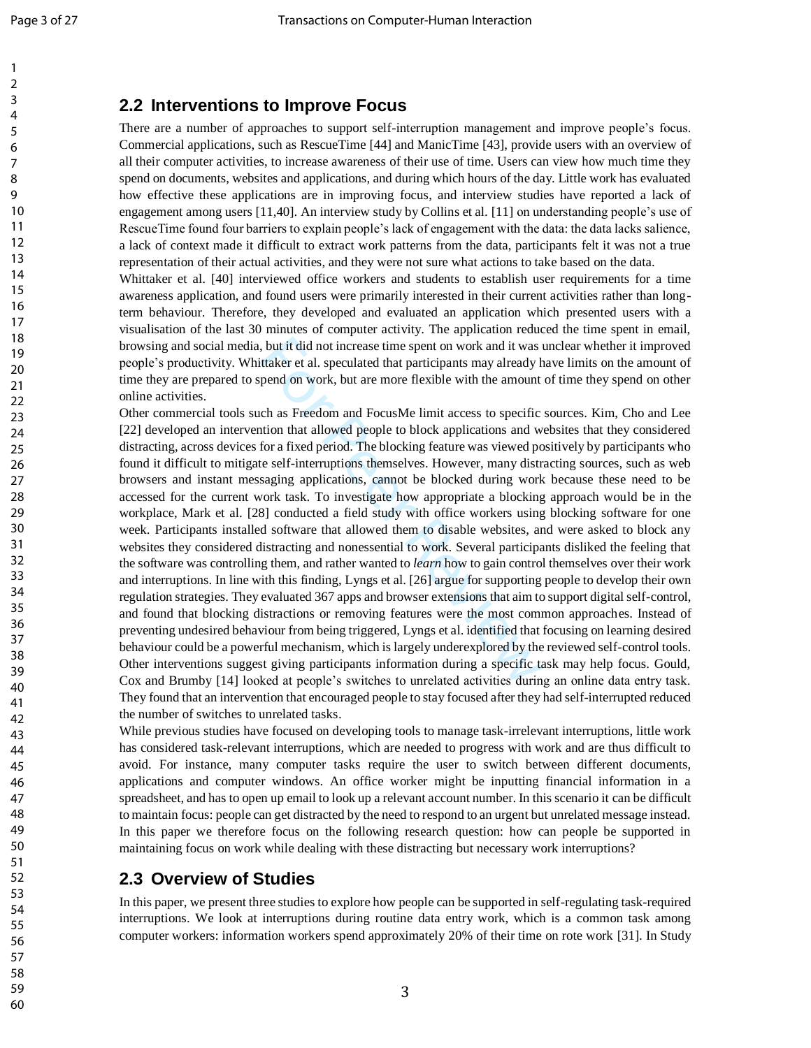## 2.2 Interventions to Improve Focus

There are a number of approaches to support self-interruption management and improve people's focus. Commercial applications, such as RescueTime [44] and ManicTime [43], provide users with an overview of all their computer activities, to increase awareness of their use of time. Users can view how much time they spend on documents, websites and applications, and during which hours of the day. Little work has evaluated how effective these applications are in improving focus, and interview studies have reported a lack of engagement among users [11,40]. An interview study by Collins et al. [11] on understanding people's use of RescueTime found four barriers to explain people's lack of engagement with the data: the data lacks salience, a lack of context made it difficult to extract work patterns from the data, participants felt it was not a true representation of their actual activities, and they were not sure what actions to take based on the data.

Whittaker et al. [40] interviewed office workers and students to establish user requirements for a time awareness application, and found users were primarily interested in their current activities rather than long-term behaviour. Therefore, they developed and evaluated an application which presented users with a visualisation of the last 30 minutes of computer activity. The application reduced the time spent in email, browsing and social media, but it did not increase time spent on work and it was unclear whether it improved people's productivity. Whittaker et al. speculated that participants may already have limits on the amount of time they are prepared to spend on work, but are more flexible with the amount of time they spend on other online activities.

Other commercial tools such as Freedom and FocusMe limit access to specific sources. Kim, Cho and Lee [22] developed an intervention that allowed people to block applications and websites that they considered distracting, across devices for a fixed period. The blocking feature was viewed positively by participants who found it difficult to mitigate self-interruptions themselves. However, many distracting sources, such as web browsers and instant messaging applications, cannot be blocked during work because these need to be accessed for the current work task. To investigate how appropriate a blocking approach would be in the workplace, Mark et al. [28] conducted a field study with office workers using blocking software for one week. Participants installed software that allowed them to disable websites, and were asked to block any websites they considered distracting and nonessential to work. Several participants disliked the feeling that the software was controlling them, and rather wanted to *learn* how to gain control themselves over their work and interruptions. In line with this finding, Lyngs et al. [26] argue for supporting people to develop their own regulation strategies. They evaluated 367 apps and browser extensions that aim to support digital self-control, and found that blocking distractions or removing features were the most common approaches. Instead of preventing undesired behaviour from being triggered, Lyngs et al. identified that focusing on learning desired behaviour could be a powerful mechanism, which is largely underexplored by the reviewed self-control tools. Other interventions suggest giving participants information during a specific task may help focus. Gould, Cox and Brumby [14] looked at people's switches to unrelated activities during an online data entry task. They found that an intervention that encouraged people to stay focused after they had self-interrupted reduced the number of switches to unrelated tasks.

While previous studies have focused on developing tools to manage task-irrelevant interruptions, little work has considered task-relevant interruptions, which are needed to progress with work and are thus difficult to avoid. For instance, many computer tasks require the user to switch between different documents, applications and computer windows. An office worker might be inputting financial information in a spreadsheet, and has to open up email to look up a relevant account number. In this scenario it can be difficult to maintain focus: people can get distracted by the need to respond to an urgent but unrelated message instead. In this paper we therefore focus on the following research question: how can people be supported in maintaining focus on work while dealing with these distracting but necessary work interruptions?

## 2.3 Overview of Studies

In this paper, we present three studies to explore how people can be supported in self-regulating task-required interruptions. We look at interruptions during routine data entry work, which is a common task among computer workers: information workers spend approximately 20% of their time on rote work [31]. In Study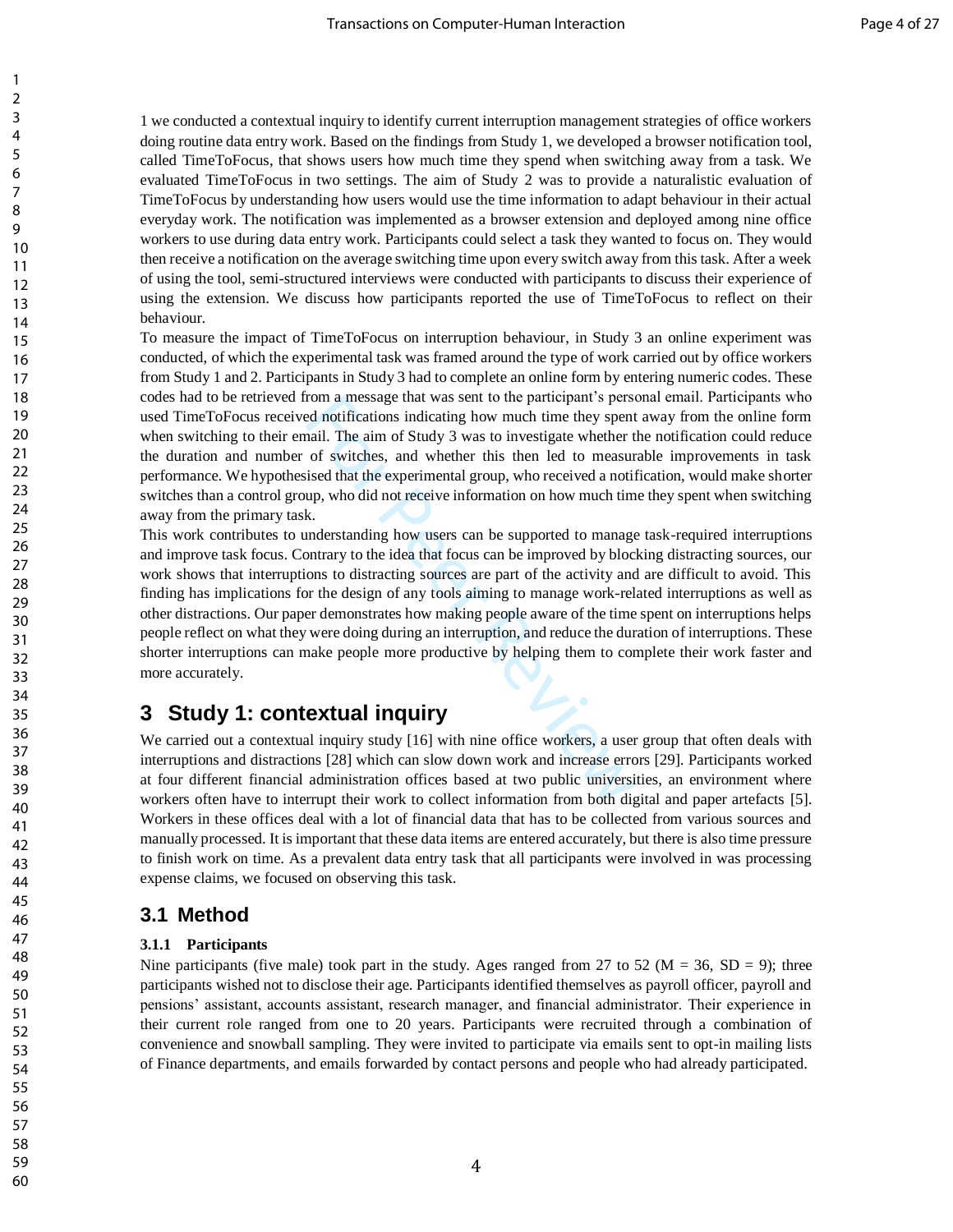1 we conducted a contextual inquiry to identify current interruption management strategies of office workers doing routine data entry work. Based on the findings from Study 1, we developed a browser notification tool, called TimeToFocus, that shows users how much time they spend when switching away from a task. We evaluated TimeToFocus in two settings. The aim of Study 2 was to provide a naturalistic evaluation of TimeToFocus by understanding how users would use the time information to adapt behaviour in their actual everyday work. The notification was implemented as a browser extension and deployed among nine office workers to use during data entry work. Participants could select a task they wanted to focus on. They would then receive a notification on the average switching time upon every switch away from this task. After a week of using the tool, semi-structured interviews were conducted with participants to discuss their experience of using the extension. We discuss how participants reported the use of TimeToFocus to reflect on their behaviour.

To measure the impact of TimeToFocus on interruption behaviour, in Study 3 an online experiment was conducted, of which the experimental task was framed around the type of work carried out by office workers from Study 1 and 2. Participants in Study 3 had to complete an online form by entering numeric codes. These codes had to be retrieved from a message that was sent to the participant's personal email. Participants who used TimeToFocus received notifications indicating how much time they spent away from the online form when switching to their email. The aim of Study 3 was to investigate whether the notification could reduce the duration and number of switches, and whether this then led to measurable improvements in task performance. We hypothesised that the experimental group, who received a notification, would make shorter switches than a control group, who did not receive information on how much time they spent when switching away from the primary task.

This work contributes to understanding how users can be supported to manage task-required interruptions and improve task focus. Contrary to the idea that focus can be improved by blocking distracting sources, our work shows that interruptions to distracting sources are part of the activity and are difficult to avoid. This finding has implications for the design of any tools aiming to manage work-related interruptions as well as other distractions. Our paper demonstrates how making people aware of the time spent on interruptions helps people reflect on what they were doing during an interruption, and reduce the duration of interruptions. These shorter interruptions can make people more productive by helping them to complete their work faster and more accurately.

# 3 Study 1: contextual inquiry

We carried out a contextual inquiry study [16] with nine office workers, a user group that often deals with interruptions and distractions [28] which can slow down work and increase errors [29]. Participants worked at four different financial administration offices based at two public universities, an environment where workers often have to interrupt their work to collect information from both digital and paper artefacts [5]. Workers in these offices deal with a lot of financial data that has to be collected from various sources and manually processed. It is important that these data items are entered accurately, but there is also time pressure to finish work on time. As a prevalent data entry task that all participants were involved in was processing expense claims, we focused on observing this task.

## 3.1 Method

### 3.1.1 Participants

Nine participants (five male) took part in the study. Ages ranged from 27 to 52 (M = 36, SD = 9); three participants wished not to disclose their age. Participants identified themselves as payroll officer, payroll and pensions' assistant, accounts assistant, research manager, and financial administrator. Their experience in their current role ranged from one to 20 years. Participants were recruited through a combination of convenience and snowball sampling. They were invited to participate via emails sent to opt-in mailing lists of Finance departments, and emails forwarded by contact persons and people who had already participated.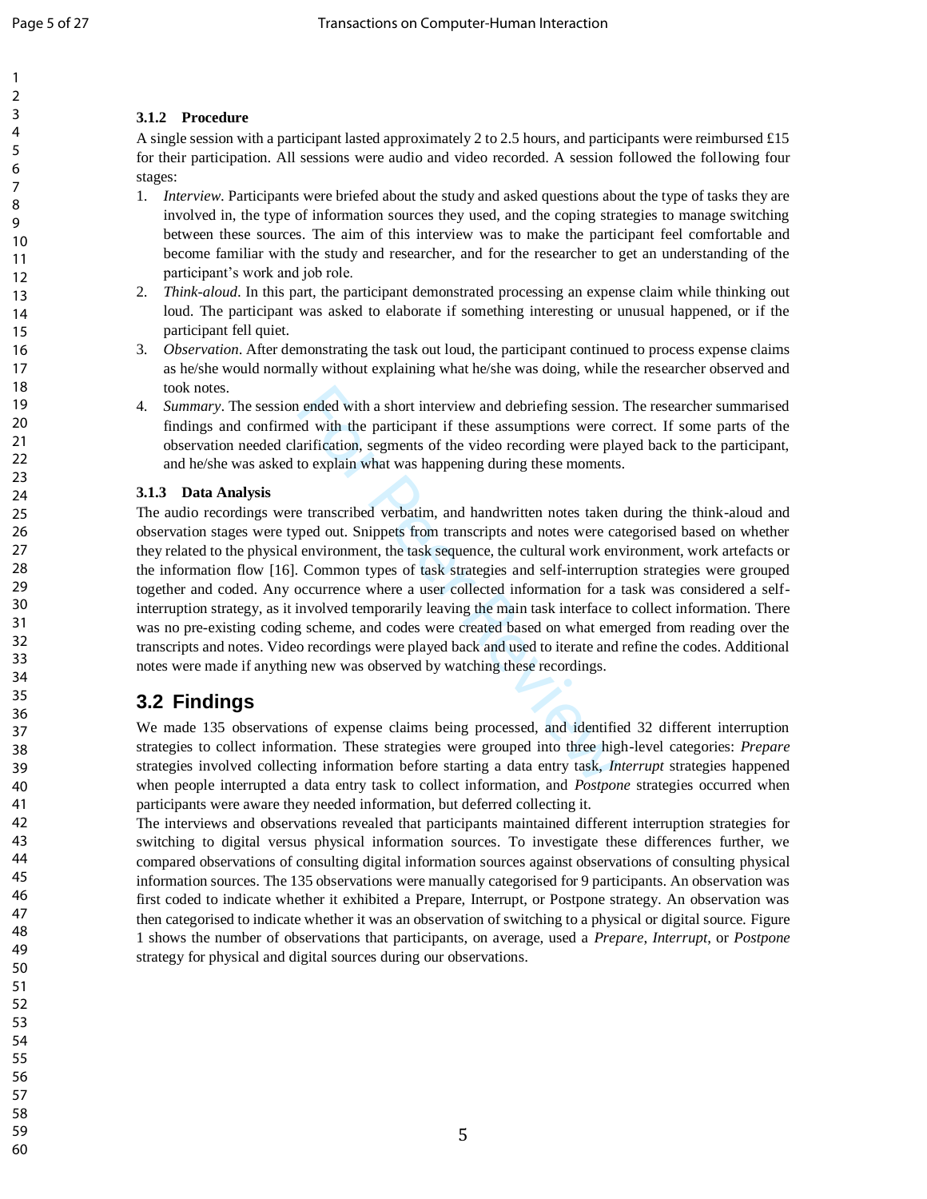### 3.1.2 Procedure

A single session with a participant lasted approximately 2 to 2.5 hours, and participants were reimbursed £15 for their participation. All sessions were audio and video recorded. A session followed the following four stages:

1. *Interview*. Participants were briefed about the study and asked questions about the type of tasks they are involved in, the type of information sources they used, and the coping strategies to manage switching between these sources. The aim of this interview was to make the participant feel comfortable and become familiar with the study and researcher, and for the researcher to get an understanding of the participant's work and job role.
2. *Think-aloud*. In this part, the participant demonstrated processing an expense claim while thinking out loud. The participant was asked to elaborate if something interesting or unusual happened, or if the participant fell quiet.
3. *Observation*. After demonstrating the task out loud, the participant continued to process expense claims as he/she would normally without explaining what he/she was doing, while the researcher observed and took notes.
4. *Summary*. The session ended with a short interview and debriefing session. The researcher summarised findings and confirmed with the participant if these assumptions were correct. If some parts of the observation needed clarification, segments of the video recording were played back to the participant, and he/she was asked to explain what was happening during these moments.

### 3.1.3 Data Analysis

The audio recordings were transcribed verbatim, and handwritten notes taken during the think-aloud and observation stages were typed out. Snippets from transcripts and notes were categorised based on whether they related to the physical environment, the task sequence, the cultural work environment, work artefacts or the information flow [16]. Common types of task strategies and self-interruption strategies were grouped together and coded. Any occurrence where a user collected information for a task was considered a self-interruption strategy, as it involved temporarily leaving the main task interface to collect information. There was no pre-existing coding scheme, and codes were created based on what emerged from reading over the transcripts and notes. Video recordings were played back and used to iterate and refine the codes. Additional notes were made if anything new was observed by watching these recordings.

## 3.2 Findings

We made 135 observations of expense claims being processed, and identified 32 different interruption strategies to collect information. These strategies were grouped into three high-level categories: *Prepare* strategies involved collecting information before starting a data entry task, *Interrupt* strategies happened when people interrupted a data entry task to collect information, and *Postpone* strategies occurred when participants were aware they needed information, but deferred collecting it.

The interviews and observations revealed that participants maintained different interruption strategies for switching to digital versus physical information sources. To investigate these differences further, we compared observations of consulting digital information sources against observations of consulting physical information sources. The 135 observations were manually categorised for 9 participants. An observation was first coded to indicate whether it exhibited a Prepare, Interrupt, or Postpone strategy. An observation was then categorised to indicate whether it was an observation of switching to a physical or digital source. Figure 1 shows the number of observations that participants, on average, used a *Prepare*, *Interrupt*, or *Postpone* strategy for physical and digital sources during our observations.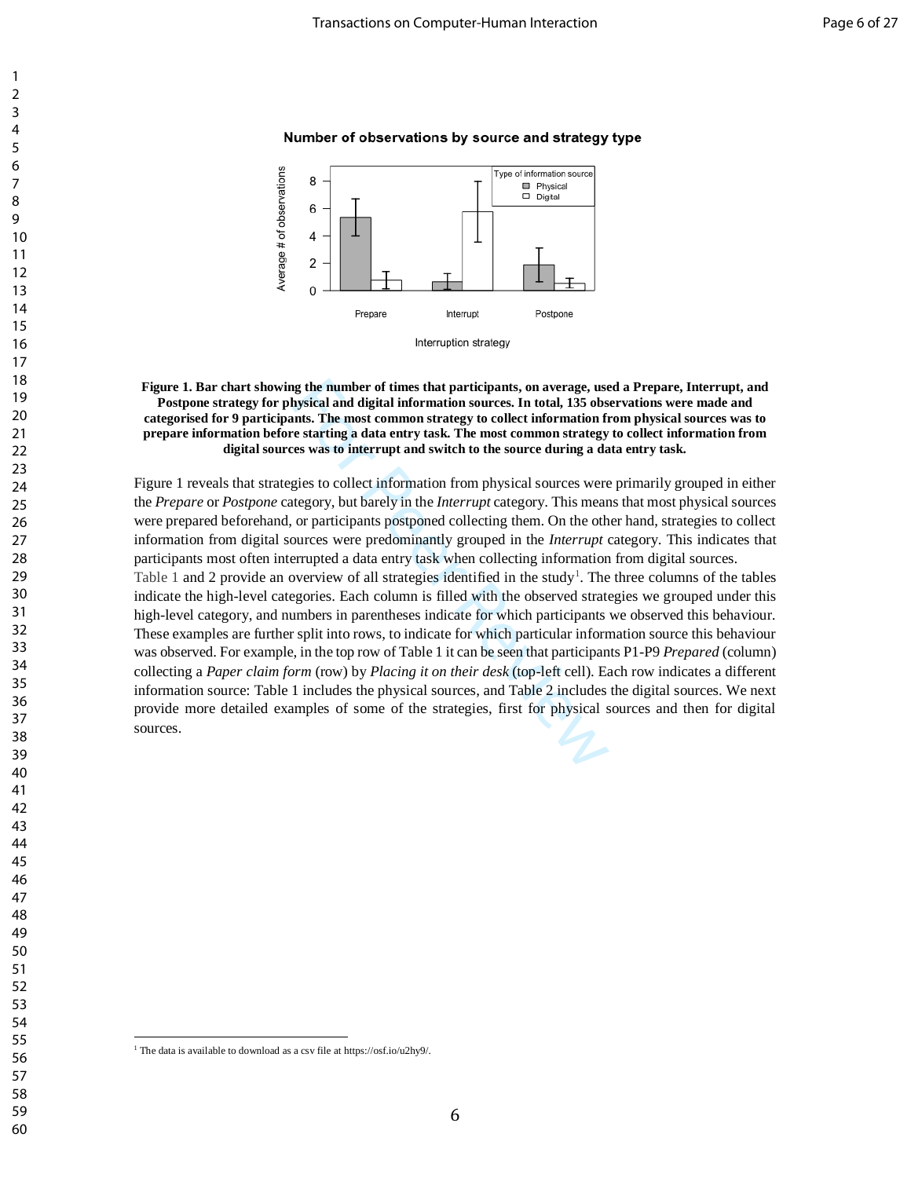**Figure 1. Bar chart showing the number of times that participants, on average, used a Prepare, Interrupt, and Postpone strategy for physical and digital information sources. In total, 135 observations were made and categorised for 9 participants. The most common strategy to collect information from physical sources was to prepare information before starting a data entry task. The most common strategy to collect information from digital sources was to interrupt and switch to the source during a data entry task.**

Figure 1 reveals that strategies to collect information from physical sources were primarily grouped in either the *Prepare* or *Postpone* category, but barely in the *Interrupt* category. This means that most physical sources were prepared beforehand, or participants postponed collecting them. On the other hand, strategies to collect information from digital sources were predominantly grouped in the *Interrupt* category. This indicates that participants most often interrupted a data entry task when collecting information from digital sources.

Table 1 and 2 provide an overview of all strategies identified in the study[1]. The three columns of the tables indicate the high-level categories. Each column is filled with the observed strategies we grouped under this high-level category, and numbers in parentheses indicate for which participants we observed this behaviour. These examples are further split into rows, to indicate for which particular information source this behaviour was observed. For example, in the top row of Table 1 it can be seen that participants P1-P9 *Prepared* (column) collecting a *Paper claim form* (row) by *Placing it on their desk* (top-left cell). Each row indicates a different information source: Table 1 includes the physical sources, and Table 2 includes the digital sources. We next provide more detailed examples of some of the strategies, first for physical sources and then for digital sources.

[1] The data is available to download as a csv file at https://osf.io/u2hy9/.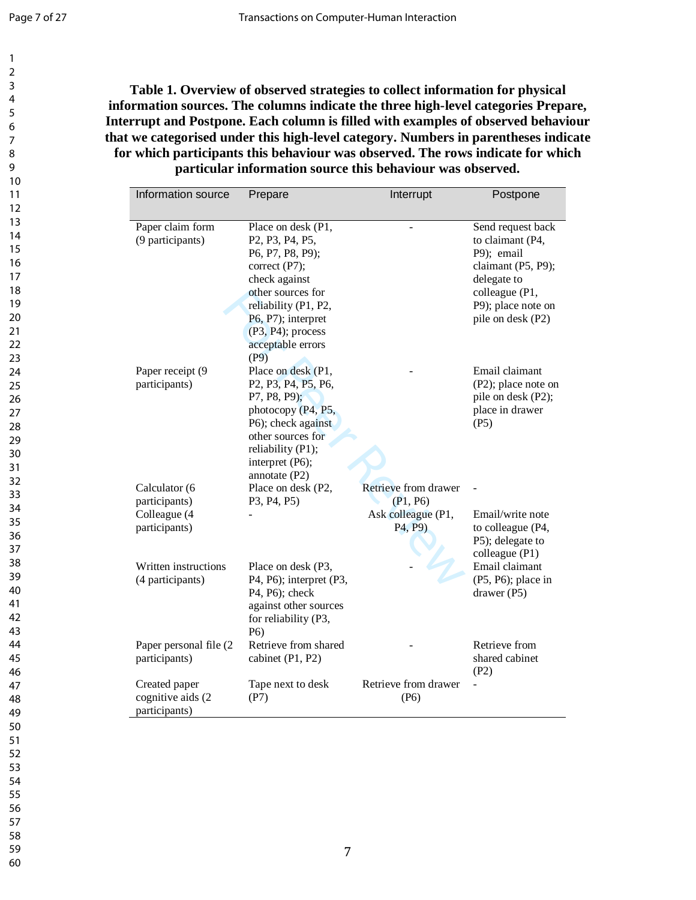**Table 1. Overview of observed strategies to collect information for physical information sources. The columns indicate the three high-level categories Prepare, Interrupt and Postpone. Each column is filled with examples of observed behaviour that we categorised under this high-level category. Numbers in parentheses indicate for which participants this behaviour was observed. The rows indicate for which particular information source this behaviour was observed.**

| Information source | Prepare | Interrupt | Postpone |
|---|---|---|---|
| Paper claim form (9 participants) | Place on desk (P1, P2, P3, P4, P5, P6, P7, P8, P9); correct (P7); check against other sources for reliability (P1, P2, P6, P7); interpret (P3, P4); process acceptable errors (P9) | - | Send request back to claimant (P4, P9); email claimant (P5, P9); delegate to colleague (P1, P9); place note on pile on desk (P2) |
| Paper receipt (9 participants) | Place on desk (P1, P2, P3, P4, P5, P6, P7, P8, P9); photocopy (P4, P5, P6); check against other sources for reliability (P1); interpret (P6); annotate (P2) | - | Email claimant (P2); place note on pile on desk (P2); place in drawer (P5) |
| Calculator (6 participants) | Place on desk (P2, P3, P4, P5) | Retrieve from drawer (P1, P6) | - |
| Colleague (4 participants) | - | Ask colleague (P1, P4, P9) | Email/write note to colleague (P4, P5); delegate to colleague (P1) |
| Written instructions (4 participants) | Place on desk (P3, P4, P6); interpret (P3, P4, P6); check against other sources for reliability (P3, P6) | - | Email claimant (P5, P6); place in drawer (P5) |
| Paper personal file (2 participants) | Retrieve from shared cabinet (P1, P2) | - | Retrieve from shared cabinet (P2) |
| Created paper cognitive aids (2 participants) | Tape next to desk (P7) | Retrieve from drawer (P6) | - |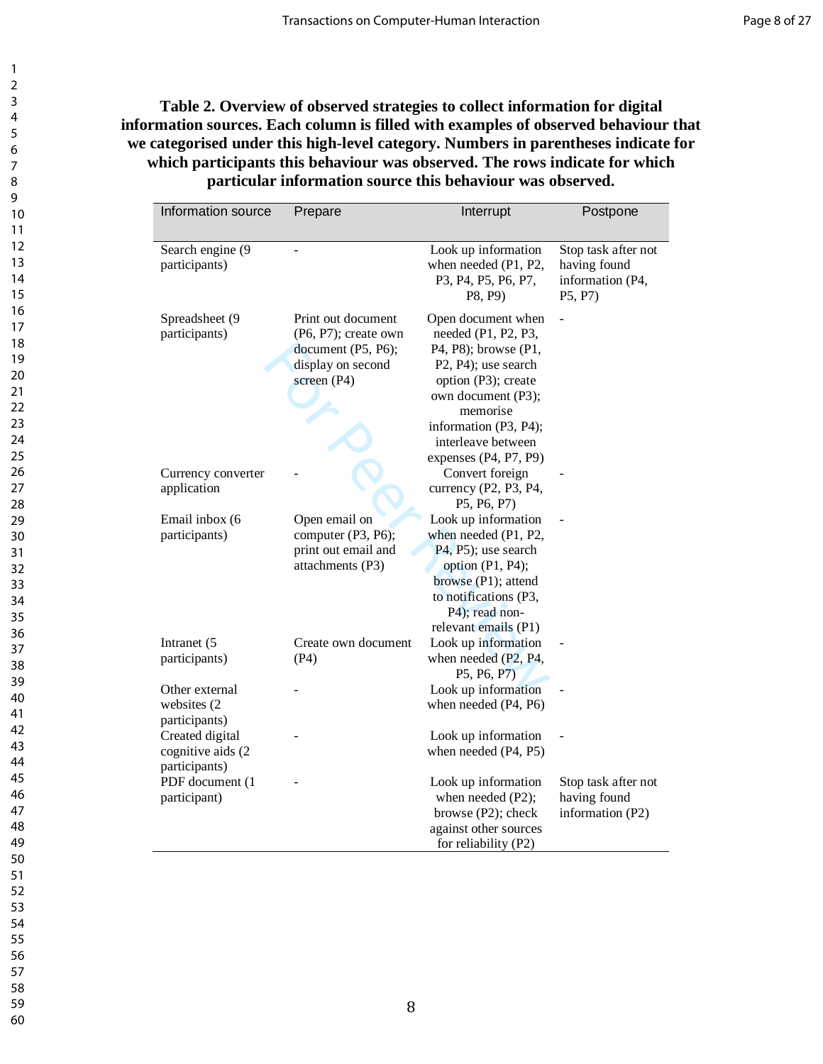**Table 2. Overview of observed strategies to collect information for digital information sources. Each column is filled with examples of observed behaviour that we categorised under this high-level category. Numbers in parentheses indicate for which participants this behaviour was observed. The rows indicate for which particular information source this behaviour was observed.**

| Information source | Prepare | Interrupt | Postpone |
|---|---|---|---|
| Search engine (9 participants) | - | Look up information when needed (P1, P2, P3, P4, P5, P6, P7, P8, P9) | Stop task after not having found information (P4, P5, P7) |
| Spreadsheet (9 participants) | Print out document (P6, P7); create own document (P5, P6); display on second screen (P4) | Open document when needed (P1, P2, P3, P4, P8); browse (P1, P2, P4); use search option (P3); create own document (P3); memorise information (P3, P4); interleave between expenses (P4, P7, P9) | - |
| Currency converter application | - | Convert foreign currency (P2, P3, P4, P5, P6, P7) | - |
| Email inbox (6 participants) | Open email on computer (P3, P6); print out email and attachments (P3) | Look up information when needed (P1, P2, P4, P5); use search option (P1, P4); browse (P1); attend to notifications (P3, P4); read non-relevant emails (P1) | - |
| Intranet (5 participants) | Create own document (P4) | Look up information when needed (P2, P4, P5, P6, P7) | - |
| Other external websites (2 participants) | - | Look up information when needed (P4, P6) | - |
| Created digital cognitive aids (2 participants) | - | Look up information when needed (P4, P5) | - |
| PDF document (1 participant) | - | Look up information when needed (P2); browse (P2); check against other sources for reliability (P2) | Stop task after not having found information (P2) |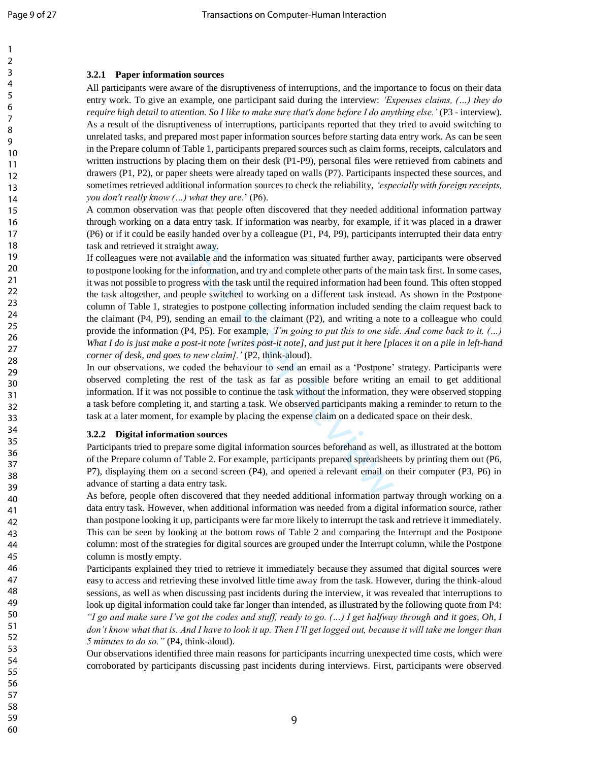### 3.2.1 Paper information sources

All participants were aware of the disruptiveness of interruptions, and the importance to focus on their data entry work. To give an example, one participant said during the interview: *'Expenses claims, (…) they do require high detail to attention. So I like to make sure that's done before I do anything else.'* (P3 - interview). As a result of the disruptiveness of interruptions, participants reported that they tried to avoid switching to unrelated tasks, and prepared most paper information sources before starting data entry work. As can be seen in the Prepare column of Table 1, participants prepared sources such as claim forms, receipts, calculators and written instructions by placing them on their desk (P1-P9), personal files were retrieved from cabinets and drawers (P1, P2), or paper sheets were already taped on walls (P7). Participants inspected these sources, and sometimes retrieved additional information sources to check the reliability, *'especially with foreign receipts, you don't really know (…) what they are.*' (P6).

A common observation was that people often discovered that they needed additional information partway through working on a data entry task. If information was nearby, for example, if it was placed in a drawer (P6) or if it could be easily handed over by a colleague (P1, P4, P9), participants interrupted their data entry task and retrieved it straight away.

If colleagues were not available and the information was situated further away, participants were observed to postpone looking for the information, and try and complete other parts of the main task first. In some cases, it was not possible to progress with the task until the required information had been found. This often stopped the task altogether, and people switched to working on a different task instead. As shown in the Postpone column of Table 1, strategies to postpone collecting information included sending the claim request back to the claimant (P4, P9), sending an email to the claimant (P2), and writing a note to a colleague who could provide the information (P4, P5). For example, *'I'm going to put this to one side. And come back to it. (…) What I do is just make a post-it note [writes post-it note], and just put it here [places it on a pile in left-hand corner of desk, and goes to new claim].'* (P2, think-aloud).

In our observations, we coded the behaviour to send an email as a 'Postpone' strategy. Participants were observed completing the rest of the task as far as possible before writing an email to get additional information. If it was not possible to continue the task without the information, they were observed stopping a task before completing it, and starting a task. We observed participants making a reminder to return to the task at a later moment, for example by placing the expense claim on a dedicated space on their desk.

### 3.2.2 Digital information sources

Participants tried to prepare some digital information sources beforehand as well, as illustrated at the bottom of the Prepare column of Table 2. For example, participants prepared spreadsheets by printing them out (P6, P7), displaying them on a second screen (P4), and opened a relevant email on their computer (P3, P6) in advance of starting a data entry task.

As before, people often discovered that they needed additional information partway through working on a data entry task. However, when additional information was needed from a digital information source, rather than postpone looking it up, participants were far more likely to interrupt the task and retrieve it immediately. This can be seen by looking at the bottom rows of Table 2 and comparing the Interrupt and the Postpone column: most of the strategies for digital sources are grouped under the Interrupt column, while the Postpone column is mostly empty.

Participants explained they tried to retrieve it immediately because they assumed that digital sources were easy to access and retrieving these involved little time away from the task. However, during the think-aloud sessions, as well as when discussing past incidents during the interview, it was revealed that interruptions to look up digital information could take far longer than intended, as illustrated by the following quote from P4: *"I go and make sure I've got the codes and stuff, ready to go. (…) I get halfway through and it goes, Oh, I don't know what that is. And I have to look it up. Then I'll get logged out, because it will take me longer than 5 minutes to do so."* (P4, think-aloud).

Our observations identified three main reasons for participants incurring unexpected time costs, which were corroborated by participants discussing past incidents during interviews. First, participants were observed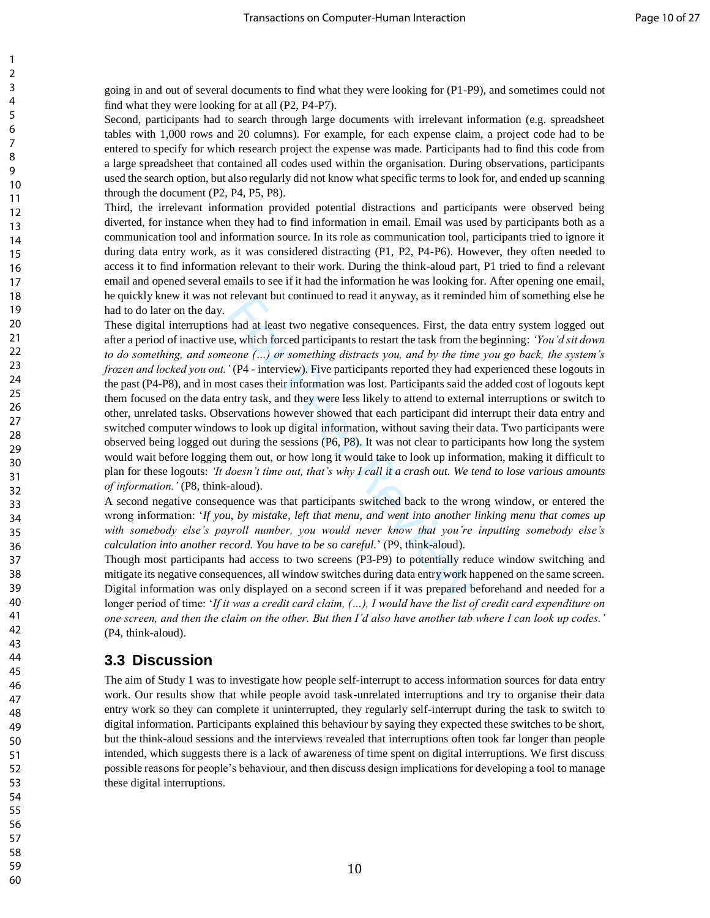going in and out of several documents to find what they were looking for (P1-P9), and sometimes could not find what they were looking for at all (P2, P4-P7).

Second, participants had to search through large documents with irrelevant information (e.g. spreadsheet tables with 1,000 rows and 20 columns). For example, for each expense claim, a project code had to be entered to specify for which research project the expense was made. Participants had to find this code from a large spreadsheet that contained all codes used within the organisation. During observations, participants used the search option, but also regularly did not know what specific terms to look for, and ended up scanning through the document (P2, P4, P5, P8).

Third, the irrelevant information provided potential distractions and participants were observed being diverted, for instance when they had to find information in email. Email was used by participants both as a communication tool and information source. In its role as communication tool, participants tried to ignore it during data entry work, as it was considered distracting (P1, P2, P4-P6). However, they often needed to access it to find information relevant to their work. During the think-aloud part, P1 tried to find a relevant email and opened several emails to see if it had the information he was looking for. After opening one email, he quickly knew it was not relevant but continued to read it anyway, as it reminded him of something else he had to do later on the day.

These digital interruptions had at least two negative consequences. First, the data entry system logged out after a period of inactive use, which forced participants to restart the task from the beginning: *'You'd sit down to do something, and someone (...) or something distracts you, and by the time you go back, the system's frozen and locked you out.'* (P4 - interview). Five participants reported they had experienced these logouts in the past (P4-P8), and in most cases their information was lost. Participants said the added cost of logouts kept them focused on the data entry task, and they were less likely to attend to external interruptions or switch to other, unrelated tasks. Observations however showed that each participant did interrupt their data entry and switched computer windows to look up digital information, without saving their data. Two participants were observed being logged out during the sessions (P6, P8). It was not clear to participants how long the system would wait before logging them out, or how long it would take to look up information, making it difficult to plan for these logouts: *'It doesn't time out, that's why I call it a crash out. We tend to lose various amounts of information.'* (P8, think-aloud).

A second negative consequence was that participants switched back to the wrong window, or entered the wrong information: '*If you, by mistake, left that menu, and went into another linking menu that comes up with somebody else's payroll number, you would never know that you're inputting somebody else's calculation into another record. You have to be so careful.*' (P9, think-aloud).

Though most participants had access to two screens (P3-P9) to potentially reduce window switching and mitigate its negative consequences, all window switches during data entry work happened on the same screen. Digital information was only displayed on a second screen if it was prepared beforehand and needed for a longer period of time: '*If it was a credit card claim, (...), I would have the list of credit card expenditure on one screen, and then the claim on the other. But then I'd also have another tab where I can look up codes.'* (P4, think-aloud).

## 3.3 Discussion

The aim of Study 1 was to investigate how people self-interrupt to access information sources for data entry work. Our results show that while people avoid task-unrelated interruptions and try to organise their data entry work so they can complete it uninterrupted, they regularly self-interrupt during the task to switch to digital information. Participants explained this behaviour by saying they expected these switches to be short, but the think-aloud sessions and the interviews revealed that interruptions often took far longer than people intended, which suggests there is a lack of awareness of time spent on digital interruptions. We first discuss possible reasons for people's behaviour, and then discuss design implications for developing a tool to manage these digital interruptions.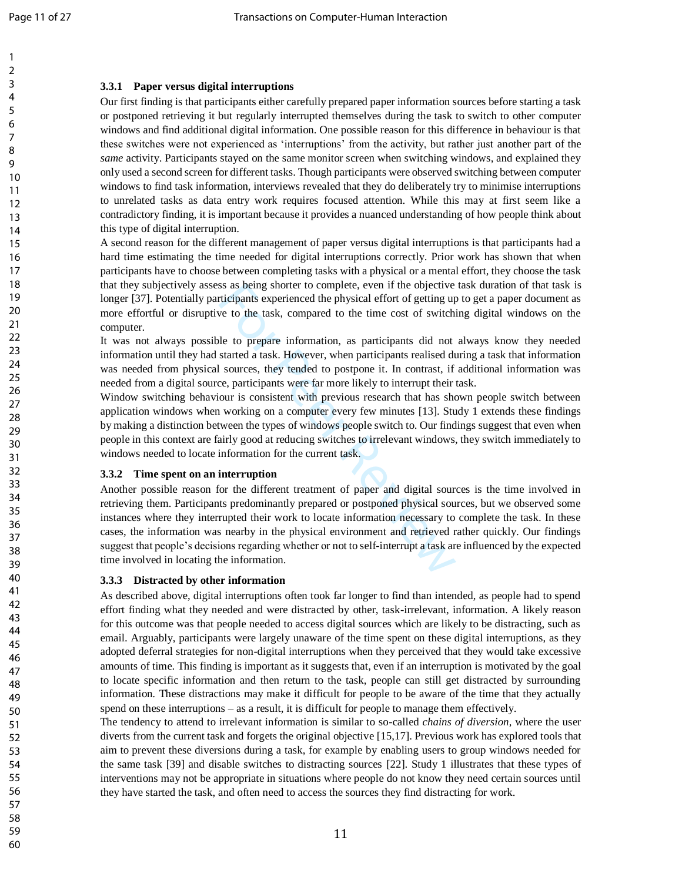### 3.3.1 Paper versus digital interruptions

Our first finding is that participants either carefully prepared paper information sources before starting a task or postponed retrieving it but regularly interrupted themselves during the task to switch to other computer windows and find additional digital information. One possible reason for this difference in behaviour is that these switches were not experienced as 'interruptions' from the activity, but rather just another part of the *same* activity. Participants stayed on the same monitor screen when switching windows, and explained they only used a second screen for different tasks. Though participants were observed switching between computer windows to find task information, interviews revealed that they do deliberately try to minimise interruptions to unrelated tasks as data entry work requires focused attention. While this may at first seem like a contradictory finding, it is important because it provides a nuanced understanding of how people think about this type of digital interruption.

A second reason for the different management of paper versus digital interruptions is that participants had a hard time estimating the time needed for digital interruptions correctly. Prior work has shown that when participants have to choose between completing tasks with a physical or a mental effort, they choose the task that they subjectively assess as being shorter to complete, even if the objective task duration of that task is longer [37]. Potentially participants experienced the physical effort of getting up to get a paper document as more effortful or disruptive to the task, compared to the time cost of switching digital windows on the computer.

It was not always possible to prepare information, as participants did not always know they needed information until they had started a task. However, when participants realised during a task that information was needed from physical sources, they tended to postpone it. In contrast, if additional information was needed from a digital source, participants were far more likely to interrupt their task.

Window switching behaviour is consistent with previous research that has shown people switch between application windows when working on a computer every few minutes [13]. Study 1 extends these findings by making a distinction between the types of windows people switch to. Our findings suggest that even when people in this context are fairly good at reducing switches to irrelevant windows, they switch immediately to windows needed to locate information for the current task.

### 3.3.2 Time spent on an interruption

Another possible reason for the different treatment of paper and digital sources is the time involved in retrieving them. Participants predominantly prepared or postponed physical sources, but we observed some instances where they interrupted their work to locate information necessary to complete the task. In these cases, the information was nearby in the physical environment and retrieved rather quickly. Our findings suggest that people's decisions regarding whether or not to self-interrupt a task are influenced by the expected time involved in locating the information.

### 3.3.3 Distracted by other information

As described above, digital interruptions often took far longer to find than intended, as people had to spend effort finding what they needed and were distracted by other, task-irrelevant, information. A likely reason for this outcome was that people needed to access digital sources which are likely to be distracting, such as email. Arguably, participants were largely unaware of the time spent on these digital interruptions, as they adopted deferral strategies for non-digital interruptions when they perceived that they would take excessive amounts of time. This finding is important as it suggests that, even if an interruption is motivated by the goal to locate specific information and then return to the task, people can still get distracted by surrounding information. These distractions may make it difficult for people to be aware of the time that they actually spend on these interruptions – as a result, it is difficult for people to manage them effectively.

The tendency to attend to irrelevant information is similar to so-called *chains of diversion*, where the user diverts from the current task and forgets the original objective [15,17]. Previous work has explored tools that aim to prevent these diversions during a task, for example by enabling users to group windows needed for the same task [39] and disable switches to distracting sources [22]. Study 1 illustrates that these types of interventions may not be appropriate in situations where people do not know they need certain sources until they have started the task, and often need to access the sources they find distracting for work.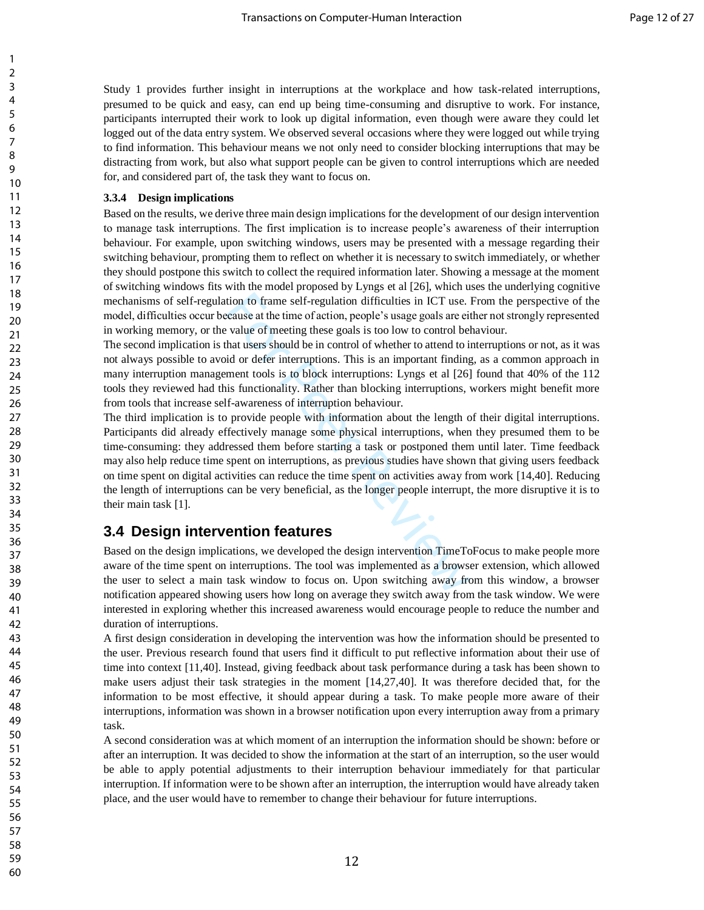Study 1 provides further insight in interruptions at the workplace and how task-related interruptions, presumed to be quick and easy, can end up being time-consuming and disruptive to work. For instance, participants interrupted their work to look up digital information, even though were aware they could let logged out of the data entry system. We observed several occasions where they were logged out while trying to find information. This behaviour means we not only need to consider blocking interruptions that may be distracting from work, but also what support people can be given to control interruptions which are needed for, and considered part of, the task they want to focus on.

#### 3.3.4 Design implications

Based on the results, we derive three main design implications for the development of our design intervention to manage task interruptions. The first implication is to increase people's awareness of their interruption behaviour. For example, upon switching windows, users may be presented with a message regarding their switching behaviour, prompting them to reflect on whether it is necessary to switch immediately, or whether they should postpone this switch to collect the required information later. Showing a message at the moment of switching windows fits with the model proposed by Lyngs et al [26], which uses the underlying cognitive mechanisms of self-regulation to frame self-regulation difficulties in ICT use. From the perspective of the model, difficulties occur because at the time of action, people's usage goals are either not strongly represented in working memory, or the value of meeting these goals is too low to control behaviour.

The second implication is that users should be in control of whether to attend to interruptions or not, as it was not always possible to avoid or defer interruptions. This is an important finding, as a common approach in many interruption management tools is to block interruptions: Lyngs et al [26] found that 40% of the 112 tools they reviewed had this functionality. Rather than blocking interruptions, workers might benefit more from tools that increase self-awareness of interruption behaviour.

The third implication is to provide people with information about the length of their digital interruptions. Participants did already effectively manage some physical interruptions, when they presumed them to be time-consuming: they addressed them before starting a task or postponed them until later. Time feedback may also help reduce time spent on interruptions, as previous studies have shown that giving users feedback on time spent on digital activities can reduce the time spent on activities away from work [14,40]. Reducing the length of interruptions can be very beneficial, as the longer people interrupt, the more disruptive it is to their main task [1].

## 3.4 Design intervention features

Based on the design implications, we developed the design intervention TimeToFocus to make people more aware of the time spent on interruptions. The tool was implemented as a browser extension, which allowed the user to select a main task window to focus on. Upon switching away from this window, a browser notification appeared showing users how long on average they switch away from the task window. We were interested in exploring whether this increased awareness would encourage people to reduce the number and duration of interruptions.

A first design consideration in developing the intervention was how the information should be presented to the user. Previous research found that users find it difficult to put reflective information about their use of time into context [11,40]. Instead, giving feedback about task performance during a task has been shown to make users adjust their task strategies in the moment [14,27,40]. It was therefore decided that, for the information to be most effective, it should appear during a task. To make people more aware of their interruptions, information was shown in a browser notification upon every interruption away from a primary task.

A second consideration was at which moment of an interruption the information should be shown: before or after an interruption. It was decided to show the information at the start of an interruption, so the user would be able to apply potential adjustments to their interruption behaviour immediately for that particular interruption. If information were to be shown after an interruption, the interruption would have already taken place, and the user would have to remember to change their behaviour for future interruptions.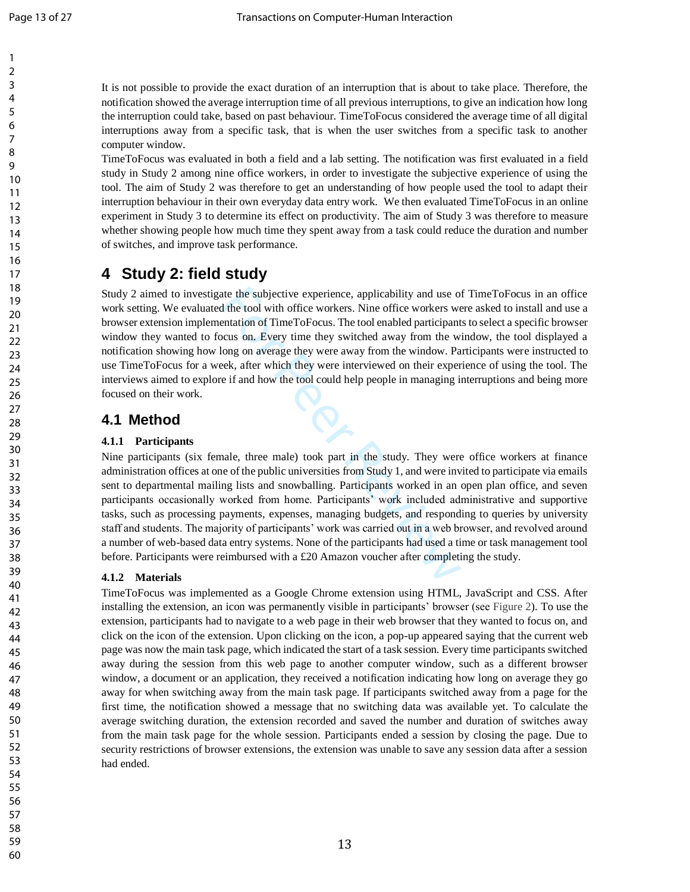It is not possible to provide the exact duration of an interruption that is about to take place. Therefore, the notification showed the average interruption time of all previous interruptions, to give an indication how long the interruption could take, based on past behaviour. TimeToFocus considered the average time of all digital interruptions away from a specific task, that is when the user switches from a specific task to another computer window.

TimeToFocus was evaluated in both a field and a lab setting. The notification was first evaluated in a field study in Study 2 among nine office workers, in order to investigate the subjective experience of using the tool. The aim of Study 2 was therefore to get an understanding of how people used the tool to adapt their interruption behaviour in their own everyday data entry work. We then evaluated TimeToFocus in an online experiment in Study 3 to determine its effect on productivity. The aim of Study 3 was therefore to measure whether showing people how much time they spent away from a task could reduce the duration and number of switches, and improve task performance.

# 4 Study 2: field study

Study 2 aimed to investigate the subjective experience, applicability and use of TimeToFocus in an office work setting. We evaluated the tool with office workers. Nine office workers were asked to install and use a browser extension implementation of TimeToFocus. The tool enabled participants to select a specific browser window they wanted to focus on. Every time they switched away from the window, the tool displayed a notification showing how long on average they were away from the window. Participants were instructed to use TimeToFocus for a week, after which they were interviewed on their experience of using the tool. The interviews aimed to explore if and how the tool could help people in managing interruptions and being more focused on their work.

## 4.1 Method

### 4.1.1 Participants

Nine participants (six female, three male) took part in the study. They were office workers at finance administration offices at one of the public universities from Study 1, and were invited to participate via emails sent to departmental mailing lists and snowballing. Participants worked in an open plan office, and seven participants occasionally worked from home. Participants' work included administrative and supportive tasks, such as processing payments, expenses, managing budgets, and responding to queries by university staff and students. The majority of participants' work was carried out in a web browser, and revolved around a number of web-based data entry systems. None of the participants had used a time or task management tool before. Participants were reimbursed with a £20 Amazon voucher after completing the study.

### 4.1.2 Materials

TimeToFocus was implemented as a Google Chrome extension using HTML, JavaScript and CSS. After installing the extension, an icon was permanently visible in participants' browser (see Figure 2). To use the extension, participants had to navigate to a web page in their web browser that they wanted to focus on, and click on the icon of the extension. Upon clicking on the icon, a pop-up appeared saying that the current web page was now the main task page, which indicated the start of a task session. Every time participants switched away during the session from this web page to another computer window, such as a different browser window, a document or an application, they received a notification indicating how long on average they go away for when switching away from the main task page. If participants switched away from a page for the first time, the notification showed a message that no switching data was available yet. To calculate the average switching duration, the extension recorded and saved the number and duration of switches away from the main task page for the whole session. Participants ended a session by closing the page. Due to security restrictions of browser extensions, the extension was unable to save any session data after a session had ended.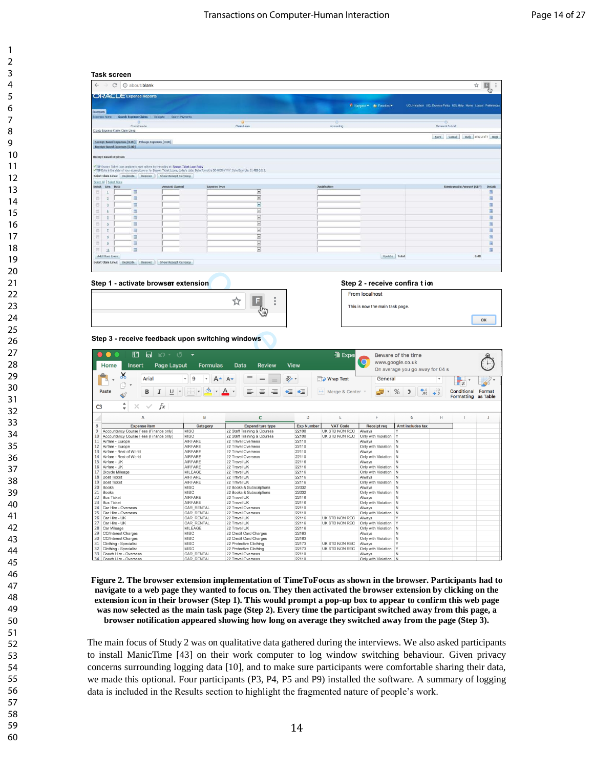Task screen

Step 1 - activate browser extension

Step 2 - receive confirmation

From localhost

This is now the main task page.

OK

Step 3 - receive feedback upon switching windows

**Figure 2. The browser extension implementation of TimeToFocus as shown in the browser. Participants had to navigate to a web page they wanted to focus on. They then activated the browser extension by clicking on the extension icon in their browser (Step 1). This would prompt a pop-up box to appear to confirm this web page was now selected as the main task page (Step 2). Every time the participant switched away from this page, a browser notification appeared showing how long on average they switched away from the page (Step 3).**

The main focus of Study 2 was on qualitative data gathered during the interviews. We also asked participants to install ManicTime [43] on their work computer to log window switching behaviour. Given privacy concerns surrounding logging data [10], and to make sure participants were comfortable sharing their data, we made this optional. Four participants (P3, P4, P5 and P9) installed the software. A summary of logging data is included in the Results section to highlight the fragmented nature of people's work.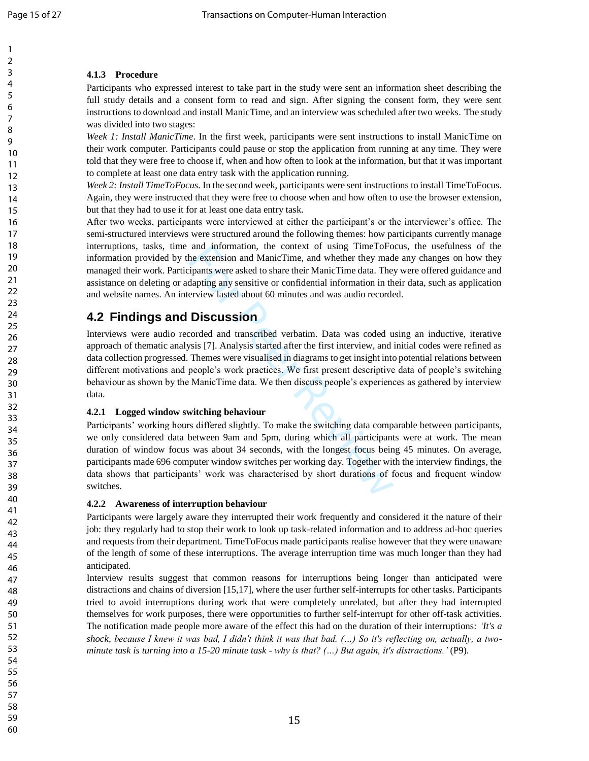#### 4.1.3 Procedure

Participants who expressed interest to take part in the study were sent an information sheet describing the full study details and a consent form to read and sign. After signing the consent form, they were sent instructions to download and install ManicTime, and an interview was scheduled after two weeks. The study was divided into two stages:

*Week 1: Install ManicTime*. In the first week, participants were sent instructions to install ManicTime on their work computer. Participants could pause or stop the application from running at any time. They were told that they were free to choose if, when and how often to look at the information, but that it was important to complete at least one data entry task with the application running.

*Week 2: Install TimeToFocus.* In the second week, participants were sent instructions to install TimeToFocus. Again, they were instructed that they were free to choose when and how often to use the browser extension, but that they had to use it for at least one data entry task.

After two weeks, participants were interviewed at either the participant's or the interviewer's office. The semi-structured interviews were structured around the following themes: how participants currently manage interruptions, tasks, time and information, the context of using TimeToFocus, the usefulness of the information provided by the extension and ManicTime, and whether they made any changes on how they managed their work. Participants were asked to share their ManicTime data. They were offered guidance and assistance on deleting or adapting any sensitive or confidential information in their data, such as application and website names. An interview lasted about 60 minutes and was audio recorded.

## 4.2 Findings and Discussion

Interviews were audio recorded and transcribed verbatim. Data was coded using an inductive, iterative approach of thematic analysis [7]. Analysis started after the first interview, and initial codes were refined as data collection progressed. Themes were visualised in diagrams to get insight into potential relations between different motivations and people's work practices. We first present descriptive data of people's switching behaviour as shown by the ManicTime data. We then discuss people's experiences as gathered by interview data.

#### 4.2.1 Logged window switching behaviour

Participants' working hours differed slightly. To make the switching data comparable between participants, we only considered data between 9am and 5pm, during which all participants were at work. The mean duration of window focus was about 34 seconds, with the longest focus being 45 minutes. On average, participants made 696 computer window switches per working day. Together with the interview findings, the data shows that participants' work was characterised by short durations of focus and frequent window switches.

#### 4.2.2 Awareness of interruption behaviour

Participants were largely aware they interrupted their work frequently and considered it the nature of their job: they regularly had to stop their work to look up task-related information and to address ad-hoc queries and requests from their department. TimeToFocus made participants realise however that they were unaware of the length of some of these interruptions. The average interruption time was much longer than they had anticipated.

Interview results suggest that common reasons for interruptions being longer than anticipated were distractions and chains of diversion [15,17], where the user further self-interrupts for other tasks. Participants tried to avoid interruptions during work that were completely unrelated, but after they had interrupted themselves for work purposes, there were opportunities to further self-interrupt for other off-task activities. The notification made people more aware of the effect this had on the duration of their interruptions: *'It's a shock, because I knew it was bad, I didn't think it was that bad. (…) So it's reflecting on, actually, a two-minute task is turning into a 15-20 minute task - why is that? (…) But again, it's distractions.'* (P9).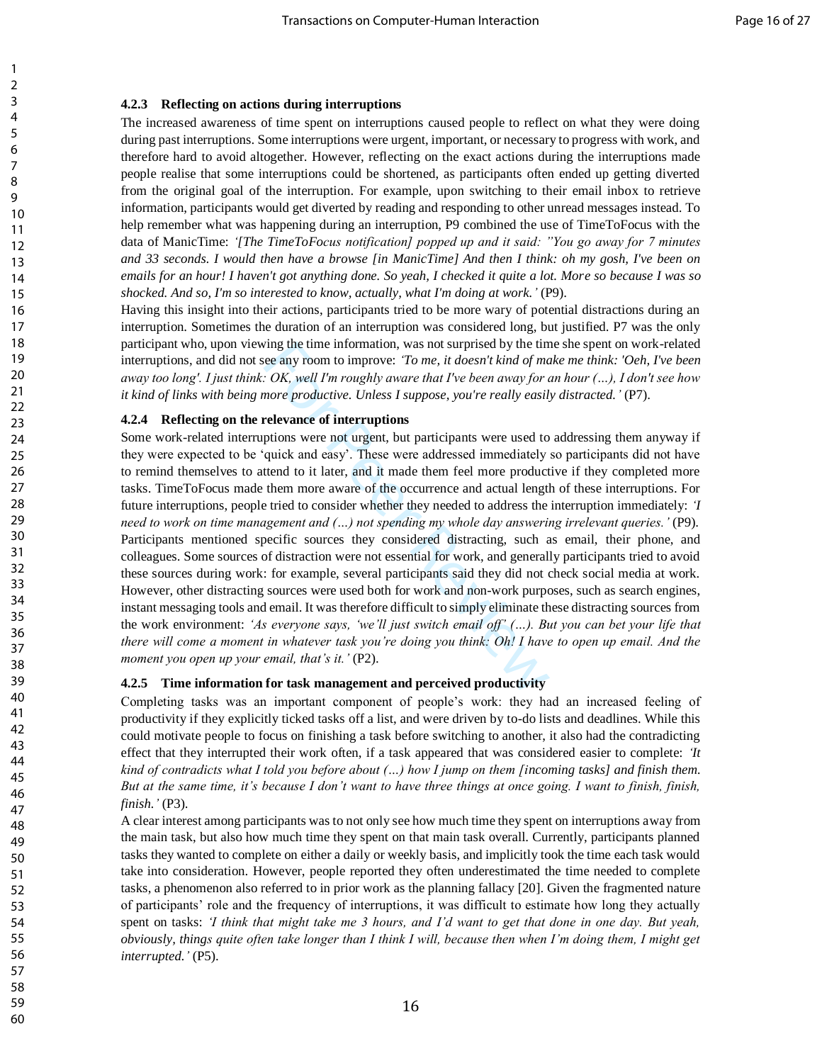### 4.2.3 Reflecting on actions during interruptions

The increased awareness of time spent on interruptions caused people to reflect on what they were doing during past interruptions. Some interruptions were urgent, important, or necessary to progress with work, and therefore hard to avoid altogether. However, reflecting on the exact actions during the interruptions made people realise that some interruptions could be shortened, as participants often ended up getting diverted from the original goal of the interruption. For example, upon switching to their email inbox to retrieve information, participants would get diverted by reading and responding to other unread messages instead. To help remember what was happening during an interruption, P9 combined the use of TimeToFocus with the data of ManicTime: *'[The TimeToFocus notification] popped up and it said: "You go away for 7 minutes and 33 seconds. I would then have a browse [in ManicTime] And then I think: oh my gosh, I've been on emails for an hour! I haven't got anything done. So yeah, I checked it quite a lot. More so because I was so shocked. And so, I'm so interested to know, actually, what I'm doing at work.'* (P9).

Having this insight into their actions, participants tried to be more wary of potential distractions during an interruption. Sometimes the duration of an interruption was considered long, but justified. P7 was the only participant who, upon viewing the time information, was not surprised by the time she spent on work-related interruptions, and did not see any room to improve: *'To me, it doesn't kind of make me think: 'Oeh, I've been away too long'. I just think: OK, well I'm roughly aware that I've been away for an hour (…), I don't see how it kind of links with being more productive. Unless I suppose, you're really easily distracted.'* (P7).

### 4.2.4 Reflecting on the relevance of interruptions

Some work-related interruptions were not urgent, but participants were used to addressing them anyway if they were expected to be 'quick and easy'. These were addressed immediately so participants did not have to remind themselves to attend to it later, and it made them feel more productive if they completed more tasks. TimeToFocus made them more aware of the occurrence and actual length of these interruptions. For future interruptions, people tried to consider whether they needed to address the interruption immediately: *'I need to work on time management and (…) not spending my whole day answering irrelevant queries.'* (P9). Participants mentioned specific sources they considered distracting, such as email, their phone, and colleagues. Some sources of distraction were not essential for work, and generally participants tried to avoid these sources during work: for example, several participants said they did not check social media at work. However, other distracting sources were used both for work and non-work purposes, such as search engines, instant messaging tools and email. It was therefore difficult to simply eliminate these distracting sources from the work environment: *'As everyone says, 'we'll just switch email off' (…). But you can bet your life that there will come a moment in whatever task you're doing you think: Oh! I have to open up email. And the moment you open up your email, that's it.'* (P2).

### 4.2.5 Time information for task management and perceived productivity

Completing tasks was an important component of people's work: they had an increased feeling of productivity if they explicitly ticked tasks off a list, and were driven by to-do lists and deadlines. While this could motivate people to focus on finishing a task before switching to another, it also had the contradicting effect that they interrupted their work often, if a task appeared that was considered easier to complete: *'It kind of contradicts what I told you before about (…) how I jump on them [incoming tasks] and finish them. But at the same time, it's because I don't want to have three things at once going. I want to finish, finish, finish.'* (P3).

A clear interest among participants was to not only see how much time they spent on interruptions away from the main task, but also how much time they spent on that main task overall. Currently, participants planned tasks they wanted to complete on either a daily or weekly basis, and implicitly took the time each task would take into consideration. However, people reported they often underestimated the time needed to complete tasks, a phenomenon also referred to in prior work as the planning fallacy [20]. Given the fragmented nature of participants' role and the frequency of interruptions, it was difficult to estimate how long they actually spent on tasks: *'I think that might take me 3 hours, and I'd want to get that done in one day. But yeah, obviously, things quite often take longer than I think I will, because then when I'm doing them, I might get interrupted.'* (P5).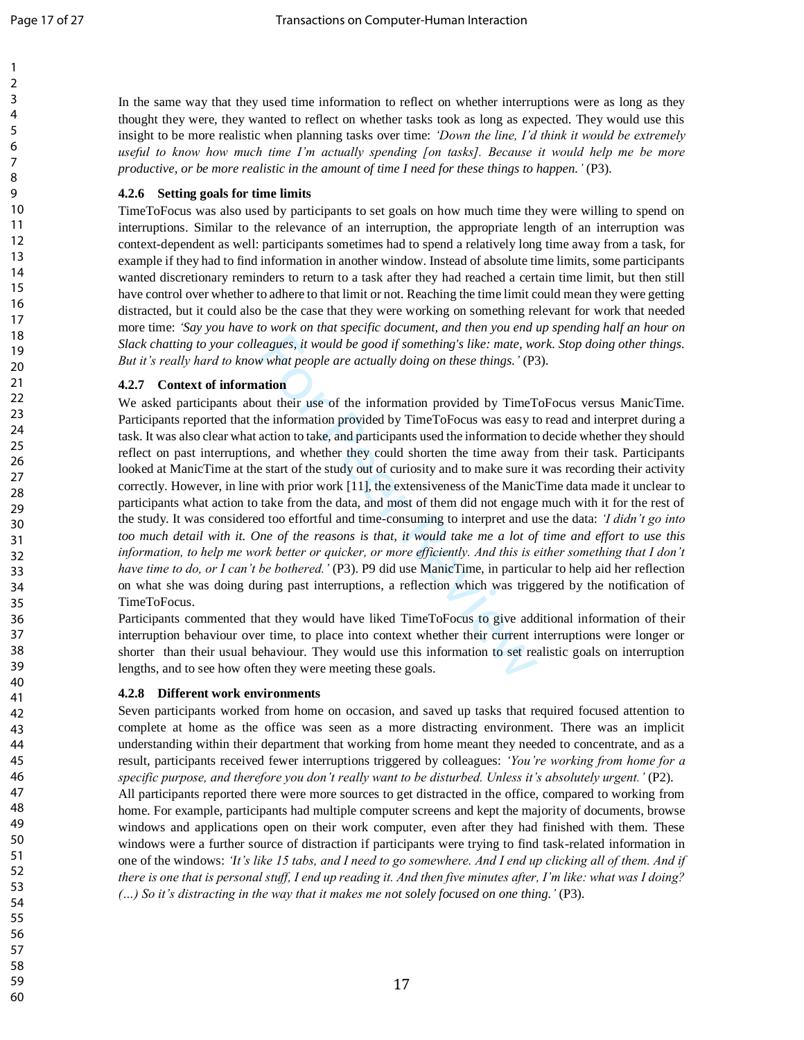In the same way that they used time information to reflect on whether interruptions were as long as they thought they were, they wanted to reflect on whether tasks took as long as expected. They would use this insight to be more realistic when planning tasks over time: *'Down the line, I'd think it would be extremely useful to know how much time I'm actually spending [on tasks]. Because it would help me be more productive, or be more realistic in the amount of time I need for these things to happen.'* (P3).

#### 4.2.6 Setting goals for time limits

TimeToFocus was also used by participants to set goals on how much time they were willing to spend on interruptions. Similar to the relevance of an interruption, the appropriate length of an interruption was context-dependent as well: participants sometimes had to spend a relatively long time away from a task, for example if they had to find information in another window. Instead of absolute time limits, some participants wanted discretionary reminders to return to a task after they had reached a certain time limit, but then still have control over whether to adhere to that limit or not. Reaching the time limit could mean they were getting distracted, but it could also be the case that they were working on something relevant for work that needed more time: *'Say you have to work on that specific document, and then you end up spending half an hour on Slack chatting to your colleagues, it would be good if something's like: mate, work. Stop doing other things. But it's really hard to know what people are actually doing on these things.'* (P3).

#### 4.2.7 Context of information

We asked participants about their use of the information provided by TimeToFocus versus ManicTime. Participants reported that the information provided by TimeToFocus was easy to read and interpret during a task. It was also clear what action to take, and participants used the information to decide whether they should reflect on past interruptions, and whether they could shorten the time away from their task. Participants looked at ManicTime at the start of the study out of curiosity and to make sure it was recording their activity correctly. However, in line with prior work [11], the extensiveness of the ManicTime data made it unclear to participants what action to take from the data, and most of them did not engage much with it for the rest of the study. It was considered too effortful and time-consuming to interpret and use the data: *'I didn't go into too much detail with it. One of the reasons is that, it would take me a lot of time and effort to use this information, to help me work better or quicker, or more efficiently. And this is either something that I don't have time to do, or I can't be bothered.'* (P3). P9 did use ManicTime, in particular to help aid her reflection on what she was doing during past interruptions, a reflection which was triggered by the notification of TimeToFocus.

Participants commented that they would have liked TimeToFocus to give additional information of their interruption behaviour over time, to place into context whether their current interruptions were longer or shorter than their usual behaviour. They would use this information to set realistic goals on interruption lengths, and to see how often they were meeting these goals.

#### 4.2.8 Different work environments

Seven participants worked from home on occasion, and saved up tasks that required focused attention to complete at home as the office was seen as a more distracting environment. There was an implicit understanding within their department that working from home meant they needed to concentrate, and as a result, participants received fewer interruptions triggered by colleagues: *'You're working from home for a specific purpose, and therefore you don't really want to be disturbed. Unless it's absolutely urgent.'* (P2).

All participants reported there were more sources to get distracted in the office, compared to working from home. For example, participants had multiple computer screens and kept the majority of documents, browse windows and applications open on their work computer, even after they had finished with them. These windows were a further source of distraction if participants were trying to find task-related information in one of the windows: *'It's like 15 tabs, and I need to go somewhere. And I end up clicking all of them. And if there is one that is personal stuff, I end up reading it. And then five minutes after, I'm like: what was I doing? (…) So it's distracting in the way that it makes me not solely focused on one thing.'* (P3).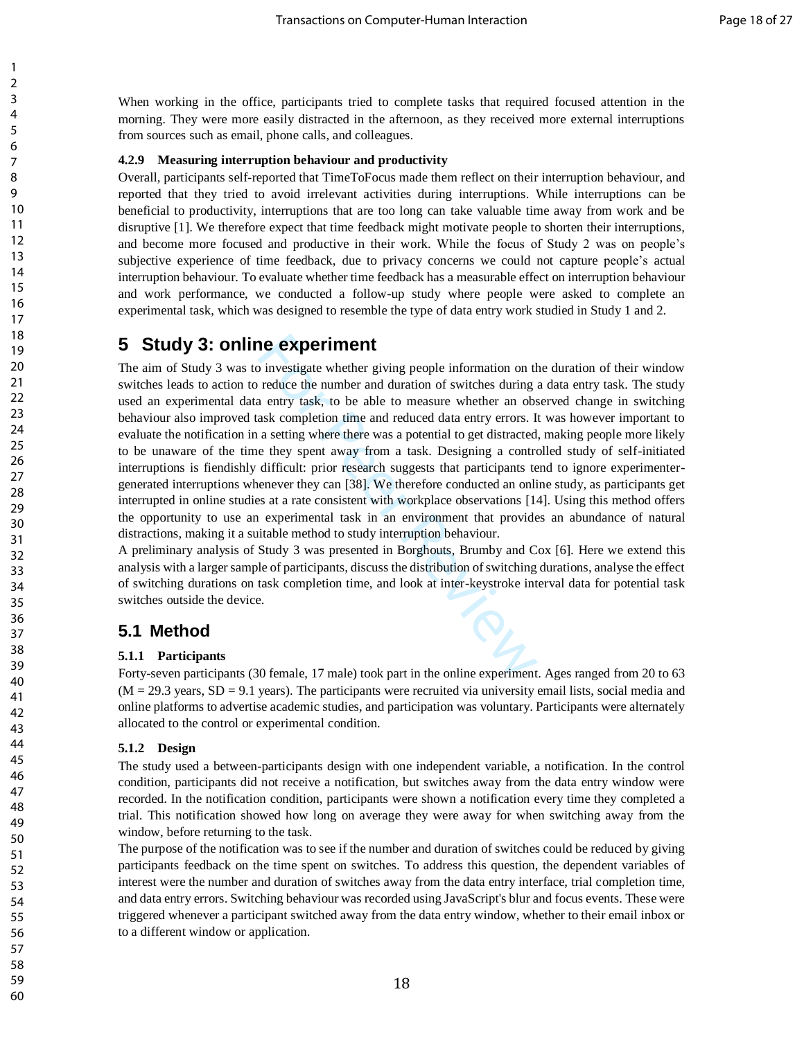When working in the office, participants tried to complete tasks that required focused attention in the morning. They were more easily distracted in the afternoon, as they received more external interruptions from sources such as email, phone calls, and colleagues.

#### 4.2.9 Measuring interruption behaviour and productivity

Overall, participants self-reported that TimeToFocus made them reflect on their interruption behaviour, and reported that they tried to avoid irrelevant activities during interruptions. While interruptions can be beneficial to productivity, interruptions that are too long can take valuable time away from work and be disruptive [1]. We therefore expect that time feedback might motivate people to shorten their interruptions, and become more focused and productive in their work. While the focus of Study 2 was on people's subjective experience of time feedback, due to privacy concerns we could not capture people's actual interruption behaviour. To evaluate whether time feedback has a measurable effect on interruption behaviour and work performance, we conducted a follow-up study where people were asked to complete an experimental task, which was designed to resemble the type of data entry work studied in Study 1 and 2.

## 5 Study 3: online experiment

The aim of Study 3 was to investigate whether giving people information on the duration of their window switches leads to action to reduce the number and duration of switches during a data entry task. The study used an experimental data entry task, to be able to measure whether an observed change in switching behaviour also improved task completion time and reduced data entry errors. It was however important to evaluate the notification in a setting where there was a potential to get distracted, making people more likely to be unaware of the time they spent away from a task. Designing a controlled study of self-initiated interruptions is fiendishly difficult: prior research suggests that participants tend to ignore experimenter-generated interruptions whenever they can [38]. We therefore conducted an online study, as participants get interrupted in online studies at a rate consistent with workplace observations [14]. Using this method offers the opportunity to use an experimental task in an environment that provides an abundance of natural distractions, making it a suitable method to study interruption behaviour.

A preliminary analysis of Study 3 was presented in Borghouts, Brumby and Cox [6]. Here we extend this analysis with a larger sample of participants, discuss the distribution of switching durations, analyse the effect of switching durations on task completion time, and look at inter-keystroke interval data for potential task switches outside the device.

### 5.1 Method

#### 5.1.1 Participants

Forty-seven participants (30 female, 17 male) took part in the online experiment. Ages ranged from 20 to 63 (M = 29.3 years, SD = 9.1 years). The participants were recruited via university email lists, social media and online platforms to advertise academic studies, and participation was voluntary. Participants were alternately allocated to the control or experimental condition.

#### 5.1.2 Design

The study used a between-participants design with one independent variable, a notification. In the control condition, participants did not receive a notification, but switches away from the data entry window were recorded. In the notification condition, participants were shown a notification every time they completed a trial. This notification showed how long on average they were away for when switching away from the window, before returning to the task.

The purpose of the notification was to see if the number and duration of switches could be reduced by giving participants feedback on the time spent on switches. To address this question, the dependent variables of interest were the number and duration of switches away from the data entry interface, trial completion time, and data entry errors. Switching behaviour was recorded using JavaScript's blur and focus events. These were triggered whenever a participant switched away from the data entry window, whether to their email inbox or to a different window or application.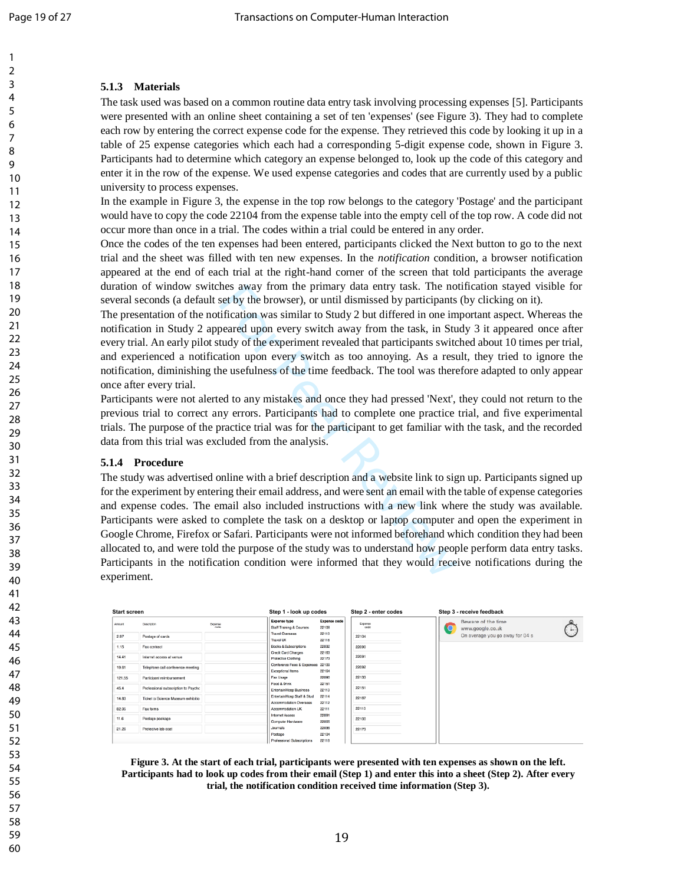### 5.1.3 Materials

The task used was based on a common routine data entry task involving processing expenses [5]. Participants were presented with an online sheet containing a set of ten 'expenses' (see Figure 3). They had to complete each row by entering the correct expense code for the expense. They retrieved this code by looking it up in a table of 25 expense categories which each had a corresponding 5-digit expense code, shown in Figure 3. Participants had to determine which category an expense belonged to, look up the code of this category and enter it in the row of the expense. We used expense categories and codes that are currently used by a public university to process expenses.

In the example in Figure 3, the expense in the top row belongs to the category 'Postage' and the participant would have to copy the code 22104 from the expense table into the empty cell of the top row. A code did not occur more than once in a trial. The codes within a trial could be entered in any order.

Once the codes of the ten expenses had been entered, participants clicked the Next button to go to the next trial and the sheet was filled with ten new expenses. In the *notification* condition, a browser notification appeared at the end of each trial at the right-hand corner of the screen that told participants the average duration of window switches away from the primary data entry task. The notification stayed visible for several seconds (a default set by the browser), or until dismissed by participants (by clicking on it).

The presentation of the notification was similar to Study 2 but differed in one important aspect. Whereas the notification in Study 2 appeared upon every switch away from the task, in Study 3 it appeared once after every trial. An early pilot study of the experiment revealed that participants switched about 10 times per trial, and experienced a notification upon every switch as too annoying. As a result, they tried to ignore the notification, diminishing the usefulness of the time feedback. The tool was therefore adapted to only appear once after every trial.

Participants were not alerted to any mistakes and once they had pressed 'Next', they could not return to the previous trial to correct any errors. Participants had to complete one practice trial, and five experimental trials. The purpose of the practice trial was for the participant to get familiar with the task, and the recorded data from this trial was excluded from the analysis.

### 5.1.4 Procedure

The study was advertised online with a brief description and a website link to sign up. Participants signed up for the experiment by entering their email address, and were sent an email with the table of expense categories and expense codes. The email also included instructions with a new link where the study was available. Participants were asked to complete the task on a desktop or laptop computer and open the experiment in Google Chrome, Firefox or Safari. Participants were not informed beforehand which condition they had been allocated to, and were told the purpose of the study was to understand how people perform data entry tasks. Participants in the notification condition were informed that they would receive notifications during the experiment.

**Figure 3. At the start of each trial, participants were presented with ten expenses as shown on the left. Participants had to look up codes from their email (Step 1) and enter this into a sheet (Step 2). After every trial, the notification condition received time information (Step 3).**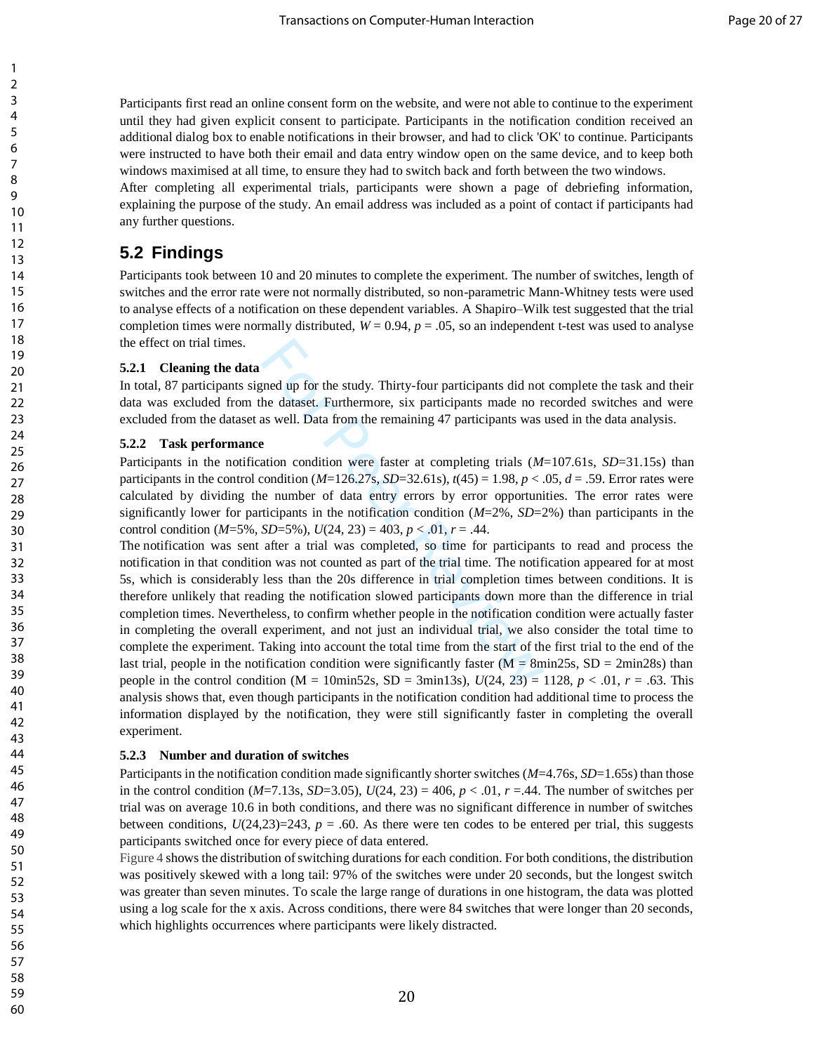Participants first read an online consent form on the website, and were not able to continue to the experiment until they had given explicit consent to participate. Participants in the notification condition received an additional dialog box to enable notifications in their browser, and had to click 'OK' to continue. Participants were instructed to have both their email and data entry window open on the same device, and to keep both windows maximised at all time, to ensure they had to switch back and forth between the two windows.
After completing all experimental trials, participants were shown a page of debriefing information, explaining the purpose of the study. An email address was included as a point of contact if participants had any further questions.

## 5.2 Findings

Participants took between 10 and 20 minutes to complete the experiment. The number of switches, length of switches and the error rate were not normally distributed, so non-parametric Mann-Whitney tests were used to analyse effects of a notification on these dependent variables. A Shapiro–Wilk test suggested that the trial completion times were normally distributed, $W = 0.94$, $p = .05$, so an independent t-test was used to analyse the effect on trial times.

### 5.2.1 Cleaning the data

In total, 87 participants signed up for the study. Thirty-four participants did not complete the task and their data was excluded from the dataset. Furthermore, six participants made no recorded switches and were excluded from the dataset as well. Data from the remaining 47 participants was used in the data analysis.

### 5.2.2 Task performance

Participants in the notification condition were faster at completing trials ($M$=107.61s, $SD$=31.15s) than participants in the control condition ($M$=126.27s, $SD$=32.61s), $t(45) = 1.98$, $p < .05$, $d = .59$. Error rates were calculated by dividing the number of data entry errors by error opportunities. The error rates were significantly lower for participants in the notification condition ($M$=2%, $SD$=2%) than participants in the control condition ($M$=5%, $SD$=5%), $U(24, 23) = 403$, $p < .01$, $r = .44$.
The notification was sent after a trial was completed, so time for participants to read and process the notification in that condition was not counted as part of the trial time. The notification appeared for at most 5s, which is considerably less than the 20s difference in trial completion times between conditions. It is therefore unlikely that reading the notification slowed participants down more than the difference in trial completion times. Nevertheless, to confirm whether people in the notification condition were actually faster in completing the overall experiment, and not just an individual trial, we also consider the total time to complete the experiment. Taking into account the total time from the start of the first trial to the end of the last trial, people in the notification condition were significantly faster (M = 8min25s, SD = 2min28s) than people in the control condition (M = 10min52s, SD = 3min13s), $U(24, 23) = 1128$, $p < .01$, $r = .63$. This analysis shows that, even though participants in the notification condition had additional time to process the information displayed by the notification, they were still significantly faster in completing the overall experiment.

### 5.2.3 Number and duration of switches

Participants in the notification condition made significantly shorter switches ($M$=4.76s, $SD$=1.65s) than those in the control condition ($M$=7.13s, $SD$=3.05), $U(24, 23) = 406$, $p < .01$, $r$ =.44. The number of switches per trial was on average 10.6 in both conditions, and there was no significant difference in number of switches between conditions, $U(24,23)$=243, $p$ = .60. As there were ten codes to be entered per trial, this suggests participants switched once for every piece of data entered.
Figure 4 shows the distribution of switching durations for each condition. For both conditions, the distribution was positively skewed with a long tail: 97% of the switches were under 20 seconds, but the longest switch was greater than seven minutes. To scale the large range of durations in one histogram, the data was plotted using a log scale for the x axis. Across conditions, there were 84 switches that were longer than 20 seconds, which highlights occurrences where participants were likely distracted.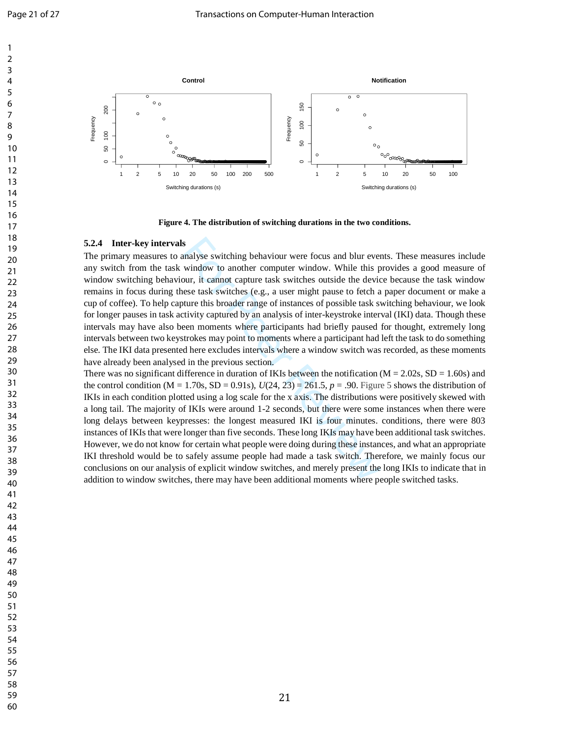Figure 4. The distribution of switching durations in the two conditions.

### 5.2.4 Inter-key intervals

The primary measures to analyse switching behaviour were focus and blur events. These measures include any switch from the task window to another computer window. While this provides a good measure of window switching behaviour, it cannot capture task switches outside the device because the task window remains in focus during these task switches (e.g., a user might pause to fetch a paper document or make a cup of coffee). To help capture this broader range of instances of possible task switching behaviour, we look for longer pauses in task activity captured by an analysis of inter-keystroke interval (IKI) data. Though these intervals may have also been moments where participants had briefly paused for thought, extremely long intervals between two keystrokes may point to moments where a participant had left the task to do something else. The IKI data presented here excludes intervals where a window switch was recorded, as these moments have already been analysed in the previous section.

There was no significant difference in duration of IKIs between the notification (M = 2.02s, SD = 1.60s) and the control condition (M = 1.70s, SD = 0.91s), $U(24, 23) = 261.5$, $p = .90$. Figure 5 shows the distribution of IKIs in each condition plotted using a log scale for the x axis. The distributions were positively skewed with a long tail. The majority of IKIs were around 1-2 seconds, but there were some instances when there were long delays between keypresses: the longest measured IKI is four minutes. conditions, there were 803 instances of IKIs that were longer than five seconds. These long IKIs may have been additional task switches. However, we do not know for certain what people were doing during these instances, and what an appropriate IKI threshold would be to safely assume people had made a task switch. Therefore, we mainly focus our conclusions on our analysis of explicit window switches, and merely present the long IKIs to indicate that in addition to window switches, there may have been additional moments where people switched tasks.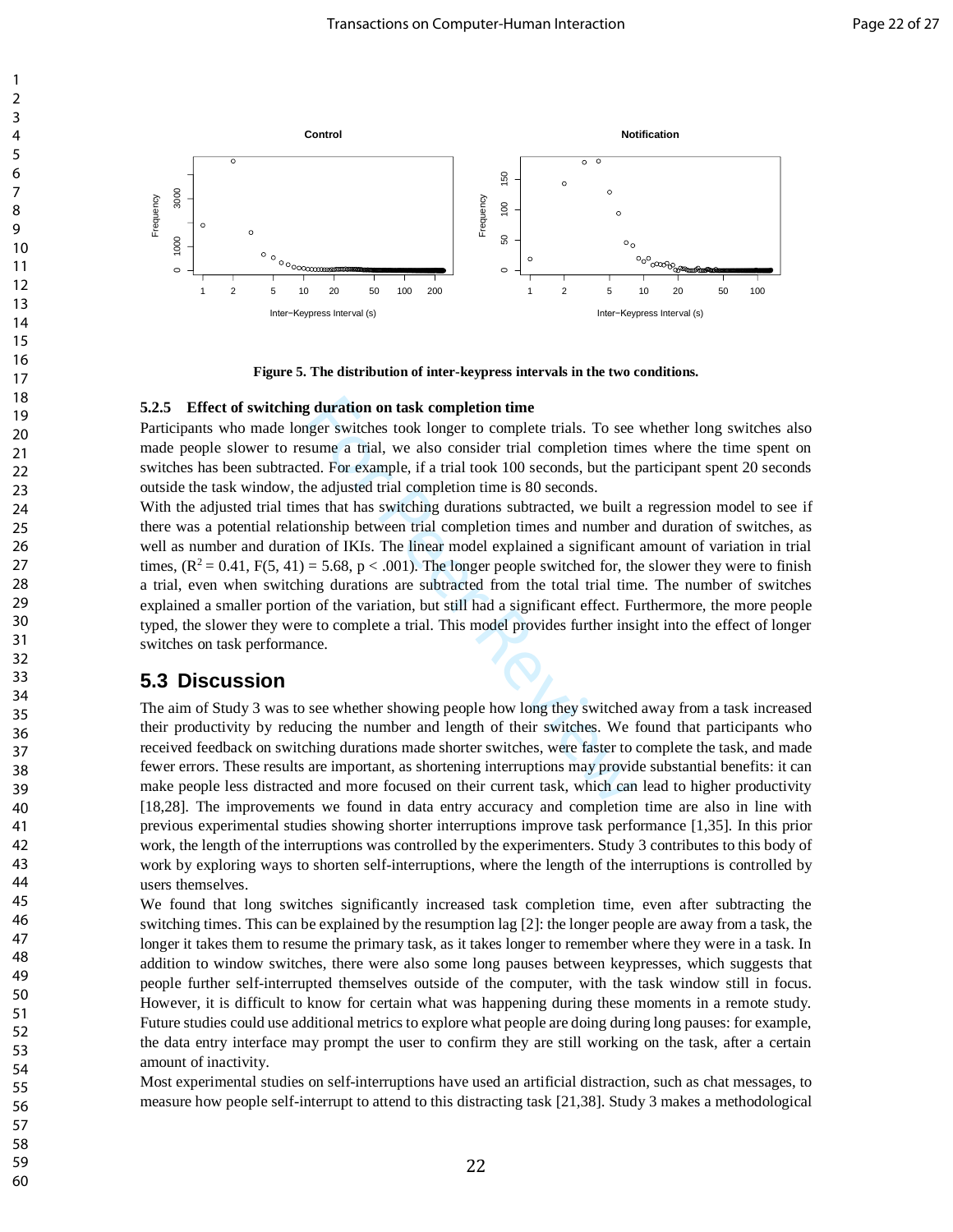Figure 5. The distribution of inter-keypress intervals in the two conditions.

### 5.2.5 Effect of switching duration on task completion time

Participants who made longer switches took longer to complete trials. To see whether long switches also made people slower to resume a trial, we also consider trial completion times where the time spent on switches has been subtracted. For example, if a trial took 100 seconds, but the participant spent 20 seconds outside the task window, the adjusted trial completion time is 80 seconds.

With the adjusted trial times that has switching durations subtracted, we built a regression model to see if there was a potential relationship between trial completion times and number and duration of switches, as well as number and duration of IKIs. The linear model explained a significant amount of variation in trial times, ($R^2 = 0.41$, $F(5, 41) = 5.68$, $p < .001$). The longer people switched for, the slower they were to finish a trial, even when switching durations are subtracted from the total trial time. The number of switches explained a smaller portion of the variation, but still had a significant effect. Furthermore, the more people typed, the slower they were to complete a trial. This model provides further insight into the effect of longer switches on task performance.

## 5.3 Discussion

The aim of Study 3 was to see whether showing people how long they switched away from a task increased their productivity by reducing the number and length of their switches. We found that participants who received feedback on switching durations made shorter switches, were faster to complete the task, and made fewer errors. These results are important, as shortening interruptions may provide substantial benefits: it can make people less distracted and more focused on their current task, which can lead to higher productivity [18,28]. The improvements we found in data entry accuracy and completion time are also in line with previous experimental studies showing shorter interruptions improve task performance [1,35]. In this prior work, the length of the interruptions was controlled by the experimenters. Study 3 contributes to this body of work by exploring ways to shorten self-interruptions, where the length of the interruptions is controlled by users themselves.

We found that long switches significantly increased task completion time, even after subtracting the switching times. This can be explained by the resumption lag [2]: the longer people are away from a task, the longer it takes them to resume the primary task, as it takes longer to remember where they were in a task. In addition to window switches, there were also some long pauses between keypresses, which suggests that people further self-interrupted themselves outside of the computer, with the task window still in focus. However, it is difficult to know for certain what was happening during these moments in a remote study. Future studies could use additional metrics to explore what people are doing during long pauses: for example, the data entry interface may prompt the user to confirm they are still working on the task, after a certain amount of inactivity.

Most experimental studies on self-interruptions have used an artificial distraction, such as chat messages, to measure how people self-interrupt to attend to this distracting task [21,38]. Study 3 makes a methodological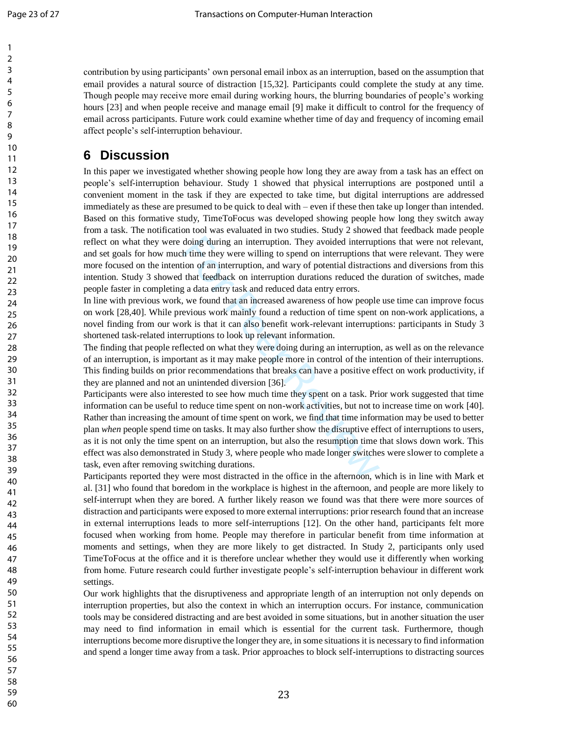contribution by using participants' own personal email inbox as an interruption, based on the assumption that email provides a natural source of distraction [15,32]. Participants could complete the study at any time. Though people may receive more email during working hours, the blurring boundaries of people's working hours [23] and when people receive and manage email [9] make it difficult to control for the frequency of email across participants. Future work could examine whether time of day and frequency of incoming email affect people's self-interruption behaviour.

## 6 Discussion

In this paper we investigated whether showing people how long they are away from a task has an effect on people's self-interruption behaviour. Study 1 showed that physical interruptions are postponed until a convenient moment in the task if they are expected to take time, but digital interruptions are addressed immediately as these are presumed to be quick to deal with – even if these then take up longer than intended. Based on this formative study, TimeToFocus was developed showing people how long they switch away from a task. The notification tool was evaluated in two studies. Study 2 showed that feedback made people reflect on what they were doing during an interruption. They avoided interruptions that were not relevant, and set goals for how much time they were willing to spend on interruptions that were relevant. They were more focused on the intention of an interruption, and wary of potential distractions and diversions from this intention. Study 3 showed that feedback on interruption durations reduced the duration of switches, made people faster in completing a data entry task and reduced data entry errors.

In line with previous work, we found that an increased awareness of how people use time can improve focus on work [28,40]. While previous work mainly found a reduction of time spent on non-work applications, a novel finding from our work is that it can also benefit work-relevant interruptions: participants in Study 3 shortened task-related interruptions to look up relevant information.

The finding that people reflected on what they were doing during an interruption, as well as on the relevance of an interruption, is important as it may make people more in control of the intention of their interruptions. This finding builds on prior recommendations that breaks can have a positive effect on work productivity, if they are planned and not an unintended diversion [36].

Participants were also interested to see how much time they spent on a task. Prior work suggested that time information can be useful to reduce time spent on non-work activities, but not to increase time on work [40]. Rather than increasing the amount of time spent on work, we find that time information may be used to better plan *when* people spend time on tasks. It may also further show the disruptive effect of interruptions to users, as it is not only the time spent on an interruption, but also the resumption time that slows down work. This effect was also demonstrated in Study 3, where people who made longer switches were slower to complete a task, even after removing switching durations.

Participants reported they were most distracted in the office in the afternoon, which is in line with Mark et al. [31] who found that boredom in the workplace is highest in the afternoon, and people are more likely to self-interrupt when they are bored. A further likely reason we found was that there were more sources of distraction and participants were exposed to more external interruptions: prior research found that an increase in external interruptions leads to more self-interruptions [12]. On the other hand, participants felt more focused when working from home. People may therefore in particular benefit from time information at moments and settings, when they are more likely to get distracted. In Study 2, participants only used TimeToFocus at the office and it is therefore unclear whether they would use it differently when working from home. Future research could further investigate people's self-interruption behaviour in different work settings.

Our work highlights that the disruptiveness and appropriate length of an interruption not only depends on interruption properties, but also the context in which an interruption occurs. For instance, communication tools may be considered distracting and are best avoided in some situations, but in another situation the user may need to find information in email which is essential for the current task. Furthermore, though interruptions become more disruptive the longer they are, in some situations it is necessary to find information and spend a longer time away from a task. Prior approaches to block self-interruptions to distracting sources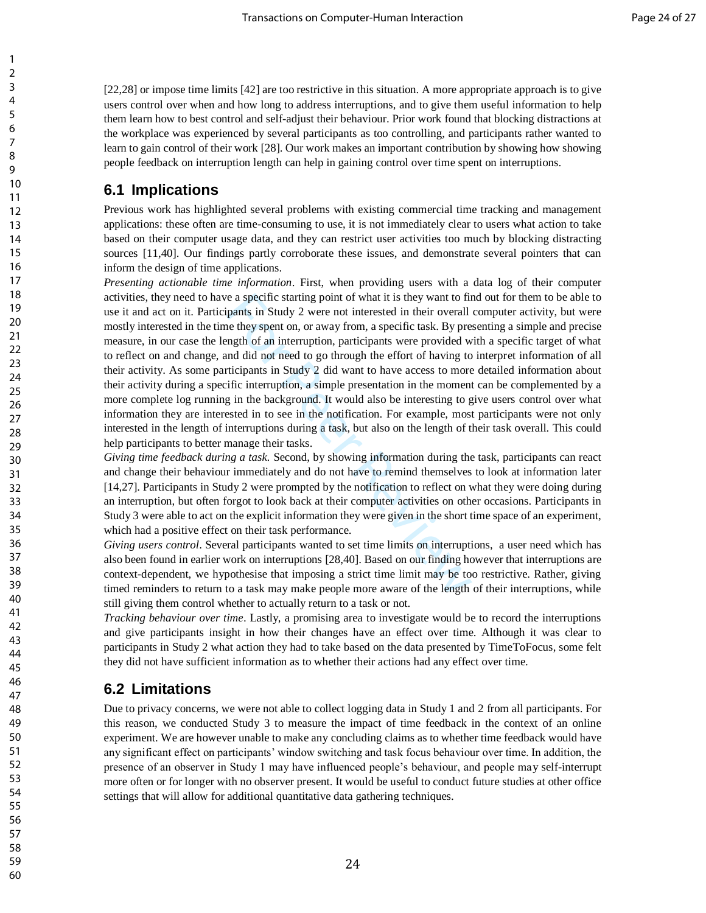[22,28] or impose time limits [42] are too restrictive in this situation. A more appropriate approach is to give users control over when and how long to address interruptions, and to give them useful information to help them learn how to best control and self-adjust their behaviour. Prior work found that blocking distractions at the workplace was experienced by several participants as too controlling, and participants rather wanted to learn to gain control of their work [28]. Our work makes an important contribution by showing how showing people feedback on interruption length can help in gaining control over time spent on interruptions.

## 6.1 Implications

Previous work has highlighted several problems with existing commercial time tracking and management applications: these often are time-consuming to use, it is not immediately clear to users what action to take based on their computer usage data, and they can restrict user activities too much by blocking distracting sources [11,40]. Our findings partly corroborate these issues, and demonstrate several pointers that can inform the design of time applications.

*Presenting actionable time information*. First, when providing users with a data log of their computer activities, they need to have a specific starting point of what it is they want to find out for them to be able to use it and act on it. Participants in Study 2 were not interested in their overall computer activity, but were mostly interested in the time they spent on, or away from, a specific task. By presenting a simple and precise measure, in our case the length of an interruption, participants were provided with a specific target of what to reflect on and change, and did not need to go through the effort of having to interpret information of all their activity. As some participants in Study 2 did want to have access to more detailed information about their activity during a specific interruption, a simple presentation in the moment can be complemented by a more complete log running in the background. It would also be interesting to give users control over what information they are interested in to see in the notification. For example, most participants were not only interested in the length of interruptions during a task, but also on the length of their task overall. This could help participants to better manage their tasks.

*Giving time feedback during a task.* Second, by showing information during the task, participants can react and change their behaviour immediately and do not have to remind themselves to look at information later [14,27]. Participants in Study 2 were prompted by the notification to reflect on what they were doing during an interruption, but often forgot to look back at their computer activities on other occasions. Participants in Study 3 were able to act on the explicit information they were given in the short time space of an experiment, which had a positive effect on their task performance.

*Giving users control*. Several participants wanted to set time limits on interruptions, a user need which has also been found in earlier work on interruptions [28,40]. Based on our finding however that interruptions are context-dependent, we hypothesise that imposing a strict time limit may be too restrictive. Rather, giving timed reminders to return to a task may make people more aware of the length of their interruptions, while still giving them control whether to actually return to a task or not.

*Tracking behaviour over time*. Lastly, a promising area to investigate would be to record the interruptions and give participants insight in how their changes have an effect over time. Although it was clear to participants in Study 2 what action they had to take based on the data presented by TimeToFocus, some felt they did not have sufficient information as to whether their actions had any effect over time.

## 6.2 Limitations

Due to privacy concerns, we were not able to collect logging data in Study 1 and 2 from all participants. For this reason, we conducted Study 3 to measure the impact of time feedback in the context of an online experiment. We are however unable to make any concluding claims as to whether time feedback would have any significant effect on participants' window switching and task focus behaviour over time. In addition, the presence of an observer in Study 1 may have influenced people's behaviour, and people may self-interrupt more often or for longer with no observer present. It would be useful to conduct future studies at other office settings that will allow for additional quantitative data gathering techniques.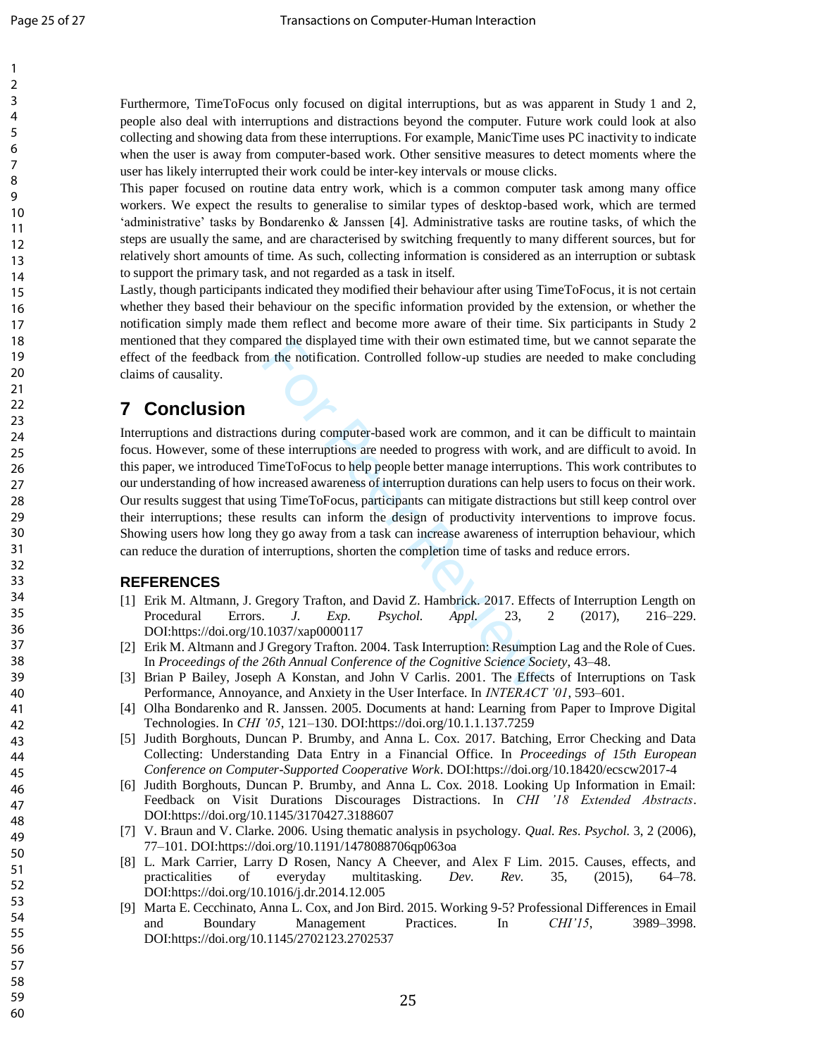Furthermore, TimeToFocus only focused on digital interruptions, but as was apparent in Study 1 and 2, people also deal with interruptions and distractions beyond the computer. Future work could look at also collecting and showing data from these interruptions. For example, ManicTime uses PC inactivity to indicate when the user is away from computer-based work. Other sensitive measures to detect moments where the user has likely interrupted their work could be inter-key intervals or mouse clicks.

This paper focused on routine data entry work, which is a common computer task among many office workers. We expect the results to generalise to similar types of desktop-based work, which are termed 'administrative' tasks by Bondarenko & Janssen [4]. Administrative tasks are routine tasks, of which the steps are usually the same, and are characterised by switching frequently to many different sources, but for relatively short amounts of time. As such, collecting information is considered as an interruption or subtask to support the primary task, and not regarded as a task in itself.

Lastly, though participants indicated they modified their behaviour after using TimeToFocus, it is not certain whether they based their behaviour on the specific information provided by the extension, or whether the notification simply made them reflect and become more aware of their time. Six participants in Study 2 mentioned that they compared the displayed time with their own estimated time, but we cannot separate the effect of the feedback from the notification. Controlled follow-up studies are needed to make concluding claims of causality.

# 7 Conclusion

Interruptions and distractions during computer-based work are common, and it can be difficult to maintain focus. However, some of these interruptions are needed to progress with work, and are difficult to avoid. In this paper, we introduced TimeToFocus to help people better manage interruptions. This work contributes to our understanding of how increased awareness of interruption durations can help users to focus on their work. Our results suggest that using TimeToFocus, participants can mitigate distractions but still keep control over their interruptions; these results can inform the design of productivity interventions to improve focus. Showing users how long they go away from a task can increase awareness of interruption behaviour, which can reduce the duration of interruptions, shorten the completion time of tasks and reduce errors.

## REFERENCES

[1] Erik M. Altmann, J. Gregory Trafton, and David Z. Hambrick. 2017. Effects of Interruption Length on Procedural Errors. *J. Exp. Psychol. Appl.* 23, 2 (2017), 216–229. DOI:https://doi.org/10.1037/xap0000117

[2] Erik M. Altmann and J Gregory Trafton. 2004. Task Interruption: Resumption Lag and the Role of Cues. In *Proceedings of the 26th Annual Conference of the Cognitive Science Society*, 43–48.

[3] Brian P Bailey, Joseph A Konstan, and John V Carlis. 2001. The Effects of Interruptions on Task Performance, Annoyance, and Anxiety in the User Interface. In *INTERACT '01*, 593–601.

[4] Olha Bondarenko and R. Janssen. 2005. Documents at hand: Learning from Paper to Improve Digital Technologies. In *CHI '05*, 121–130. DOI:https://doi.org/10.1.1.137.7259

[5] Judith Borghouts, Duncan P. Brumby, and Anna L. Cox. 2017. Batching, Error Checking and Data Collecting: Understanding Data Entry in a Financial Office. In *Proceedings of 15th European Conference on Computer-Supported Cooperative Work*. DOI:https://doi.org/10.18420/ecscw2017-4

[6] Judith Borghouts, Duncan P. Brumby, and Anna L. Cox. 2018. Looking Up Information in Email: Feedback on Visit Durations Discourages Distractions. In *CHI '18 Extended Abstracts*. DOI:https://doi.org/10.1145/3170427.3188607

[7] V. Braun and V. Clarke. 2006. Using thematic analysis in psychology. *Qual. Res. Psychol.* 3, 2 (2006), 77–101. DOI:https://doi.org/10.1191/1478088706qp063oa

[8] L. Mark Carrier, Larry D Rosen, Nancy A Cheever, and Alex F Lim. 2015. Causes, effects, and practicalities of everyday multitasking. *Dev. Rev.* 35, (2015), 64–78. DOI:https://doi.org/10.1016/j.dr.2014.12.005

[9] Marta E. Cecchinato, Anna L. Cox, and Jon Bird. 2015. Working 9-5? Professional Differences in Email and Boundary Management Practices. In *CHI'15*, 3989–3998. DOI:https://doi.org/10.1145/2702123.2702537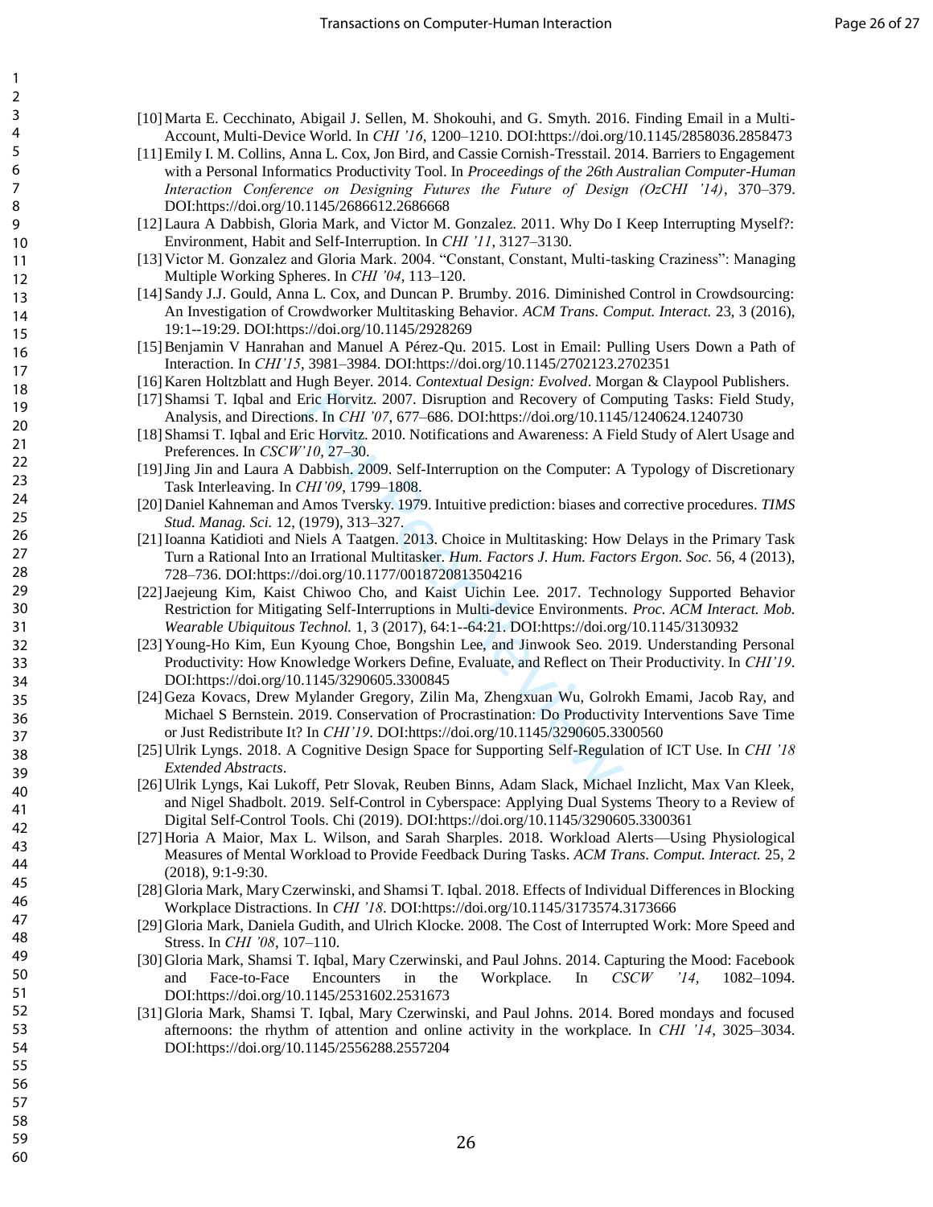[10] Marta E. Cecchinato, Abigail J. Sellen, M. Shokouhi, and G. Smyth. 2016. Finding Email in a Multi-Account, Multi-Device World. In *CHI '16*, 1200–1210. DOI:https://doi.org/10.1145/2858036.2858473

[11] Emily I. M. Collins, Anna L. Cox, Jon Bird, and Cassie Cornish-Tresstail. 2014. Barriers to Engagement with a Personal Informatics Productivity Tool. In *Proceedings of the 26th Australian Computer-Human Interaction Conference on Designing Futures the Future of Design (OzCHI '14)*, 370–379. DOI:https://doi.org/10.1145/2686612.2686668

[12] Laura A Dabbish, Gloria Mark, and Victor M. Gonzalez. 2011. Why Do I Keep Interrupting Myself?: Environment, Habit and Self-Interruption. In *CHI '11*, 3127–3130.

[13] Victor M. Gonzalez and Gloria Mark. 2004. "Constant, Constant, Multi-tasking Craziness": Managing Multiple Working Spheres. In *CHI '04*, 113–120.

[14] Sandy J.J. Gould, Anna L. Cox, and Duncan P. Brumby. 2016. Diminished Control in Crowdsourcing: An Investigation of Crowdworker Multitasking Behavior. *ACM Trans. Comput. Interact.* 23, 3 (2016), 19:1--19:29. DOI:https://doi.org/10.1145/2928269

[15] Benjamin V Hanrahan and Manuel A Pérez-Qu. 2015. Lost in Email: Pulling Users Down a Path of Interaction. In *CHI'15*, 3981–3984. DOI:https://doi.org/10.1145/2702123.2702351

[16] Karen Holtzblatt and Hugh Beyer. 2014. *Contextual Design: Evolved*. Morgan & Claypool Publishers.

[17] Shamsi T. Iqbal and Eric Horvitz. 2007. Disruption and Recovery of Computing Tasks: Field Study, Analysis, and Directions. In *CHI '07*, 677–686. DOI:https://doi.org/10.1145/1240624.1240730

[18] Shamsi T. Iqbal and Eric Horvitz. 2010. Notifications and Awareness: A Field Study of Alert Usage and Preferences. In *CSCW'10*, 27–30.

[19] Jing Jin and Laura A Dabbish. 2009. Self-Interruption on the Computer: A Typology of Discretionary Task Interleaving. In *CHI'09*, 1799–1808.

[20] Daniel Kahneman and Amos Tversky. 1979. Intuitive prediction: biases and corrective procedures. *TIMS Stud. Manag. Sci.* 12, (1979), 313–327.

[21] Ioanna Katidioti and Niels A Taatgen. 2013. Choice in Multitasking: How Delays in the Primary Task Turn a Rational Into an Irrational Multitasker. *Hum. Factors J. Hum. Factors Ergon. Soc.* 56, 4 (2013), 728–736. DOI:https://doi.org/10.1177/0018720813504216

[22] Jaejeung Kim, Kaist Chiwoo Cho, and Kaist Uichin Lee. 2017. Technology Supported Behavior Restriction for Mitigating Self-Interruptions in Multi-device Environments. *Proc. ACM Interact. Mob. Wearable Ubiquitous Technol.* 1, 3 (2017), 64:1--64:21. DOI:https://doi.org/10.1145/3130932

[23] Young-Ho Kim, Eun Kyoung Choe, Bongshin Lee, and Jinwook Seo. 2019. Understanding Personal Productivity: How Knowledge Workers Define, Evaluate, and Reflect on Their Productivity. In *CHI'19*. DOI:https://doi.org/10.1145/3290605.3300845

[24] Geza Kovacs, Drew Mylander Gregory, Zilin Ma, Zhengxuan Wu, Golrokh Emami, Jacob Ray, and Michael S Bernstein. 2019. Conservation of Procrastination: Do Productivity Interventions Save Time or Just Redistribute It? In *CHI'19*. DOI:https://doi.org/10.1145/3290605.3300560

[25] Ulrik Lyngs. 2018. A Cognitive Design Space for Supporting Self-Regulation of ICT Use. In *CHI '18 Extended Abstracts*.

[26] Ulrik Lyngs, Kai Lukoff, Petr Slovak, Reuben Binns, Adam Slack, Michael Inzlicht, Max Van Kleek, and Nigel Shadbolt. 2019. Self-Control in Cyberspace: Applying Dual Systems Theory to a Review of Digital Self-Control Tools. Chi (2019). DOI:https://doi.org/10.1145/3290605.3300361

[27] Horia A Maior, Max L. Wilson, and Sarah Sharples. 2018. Workload Alerts—Using Physiological Measures of Mental Workload to Provide Feedback During Tasks. *ACM Trans. Comput. Interact.* 25, 2 (2018), 9:1-9:30.

[28] Gloria Mark, Mary Czerwinski, and Shamsi T. Iqbal. 2018. Effects of Individual Differences in Blocking Workplace Distractions. In *CHI '18*. DOI:https://doi.org/10.1145/3173574.3173666

[29] Gloria Mark, Daniela Gudith, and Ulrich Klocke. 2008. The Cost of Interrupted Work: More Speed and Stress. In *CHI '08*, 107–110.

[30] Gloria Mark, Shamsi T. Iqbal, Mary Czerwinski, and Paul Johns. 2014. Capturing the Mood: Facebook and Face-to-Face Encounters in the Workplace. In *CSCW '14*, 1082–1094. DOI:https://doi.org/10.1145/2531602.2531673

[31] Gloria Mark, Shamsi T. Iqbal, Mary Czerwinski, and Paul Johns. 2014. Bored mondays and focused afternoons: the rhythm of attention and online activity in the workplace. In *CHI '14*, 3025–3034. DOI:https://doi.org/10.1145/2556288.2557204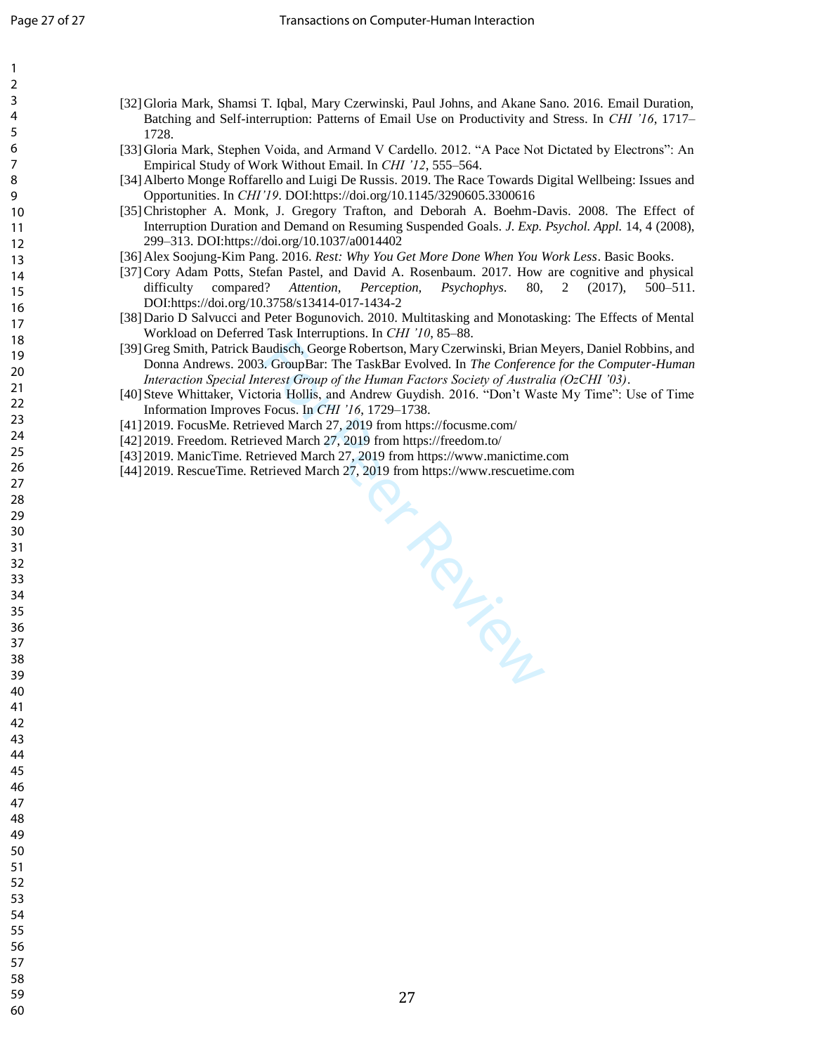[32] Gloria Mark, Shamsi T. Iqbal, Mary Czerwinski, Paul Johns, and Akane Sano. 2016. Email Duration, Batching and Self-interruption: Patterns of Email Use on Productivity and Stress. In *CHI '16*, 1717–1728.

[33] Gloria Mark, Stephen Voida, and Armand V Cardello. 2012. "A Pace Not Dictated by Electrons": An Empirical Study of Work Without Email. In *CHI '12*, 555–564.

[34] Alberto Monge Roffarello and Luigi De Russis. 2019. The Race Towards Digital Wellbeing: Issues and Opportunities. In *CHI'19*. DOI:https://doi.org/10.1145/3290605.3300616

[35] Christopher A. Monk, J. Gregory Trafton, and Deborah A. Boehm-Davis. 2008. The Effect of Interruption Duration and Demand on Resuming Suspended Goals. *J. Exp. Psychol. Appl.* 14, 4 (2008), 299–313. DOI:https://doi.org/10.1037/a0014402

[36] Alex Soojung-Kim Pang. 2016. *Rest: Why You Get More Done When You Work Less*. Basic Books.

[37] Cory Adam Potts, Stefan Pastel, and David A. Rosenbaum. 2017. How are cognitive and physical difficulty compared? *Attention, Perception, Psychophys.* 80, 2 (2017), 500–511. DOI:https://doi.org/10.3758/s13414-017-1434-2

[38] Dario D Salvucci and Peter Bogunovich. 2010. Multitasking and Monotasking: The Effects of Mental Workload on Deferred Task Interruptions. In *CHI '10*, 85–88.

[39] Greg Smith, Patrick Baudisch, George Robertson, Mary Czerwinski, Brian Meyers, Daniel Robbins, and Donna Andrews. 2003. GroupBar: The TaskBar Evolved. In *The Conference for the Computer-Human Interaction Special Interest Group of the Human Factors Society of Australia (OzCHI '03)*.

[40] Steve Whittaker, Victoria Hollis, and Andrew Guydish. 2016. "Don't Waste My Time": Use of Time Information Improves Focus. In *CHI '16*, 1729–1738.

[41] 2019. FocusMe. Retrieved March 27, 2019 from https://focusme.com/

[42] 2019. Freedom. Retrieved March 27, 2019 from https://freedom.to/

[43] 2019. ManicTime. Retrieved March 27, 2019 from https://www.manictime.com

[44] 2019. RescueTime. Retrieved March 27, 2019 from https://www.rescuetime.com